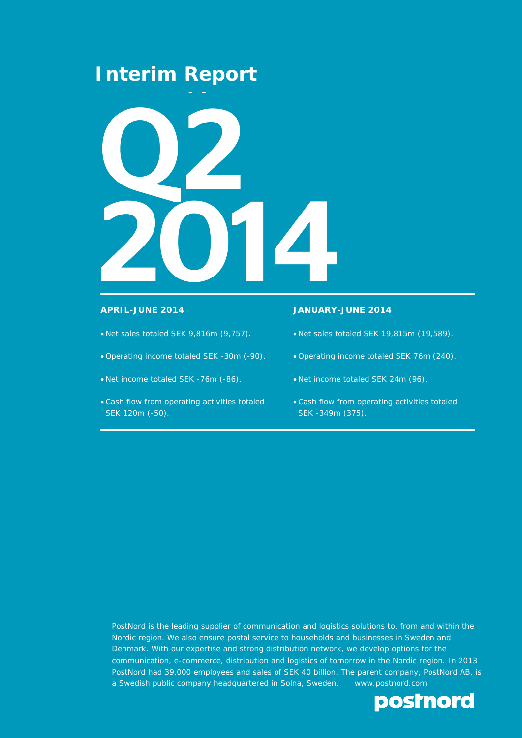# Interim Report

# Q2 2014

### APRIL-JUNE 2014

- Net sales totaled SEK 9,816m (9,757).
- Operating income totaled SEK -30m (-90).
- Net income totaled SEK -76m (-86).
- Cash flow from operating activities totaled SEK 120m (-50).

### JANUARY-JUNE 2014

- Net sales totaled SEK 19,815m (19,589).
- Operating income totaled SEK 76m (240).
- Net income totaled SEK 24m (96).
- Cash flow from operating activities totaled SEK -349m (375).

PostNord is the leading supplier of communication and logistics solutions to, from and within the Nordic region. We also ensure postal service to households and businesses in Sweden and Denmark. With our expertise and strong distribution network, we develop options for the communication, e-commerce, distribution and logistics of tomorrow in the Nordic region. In 2013 PostNord had 39,000 employees and sales of SEK 40 billion. The parent company, PostNord AB, is a Swedish public company headquartered in Solna, Sweden. www.postnord.com

postnord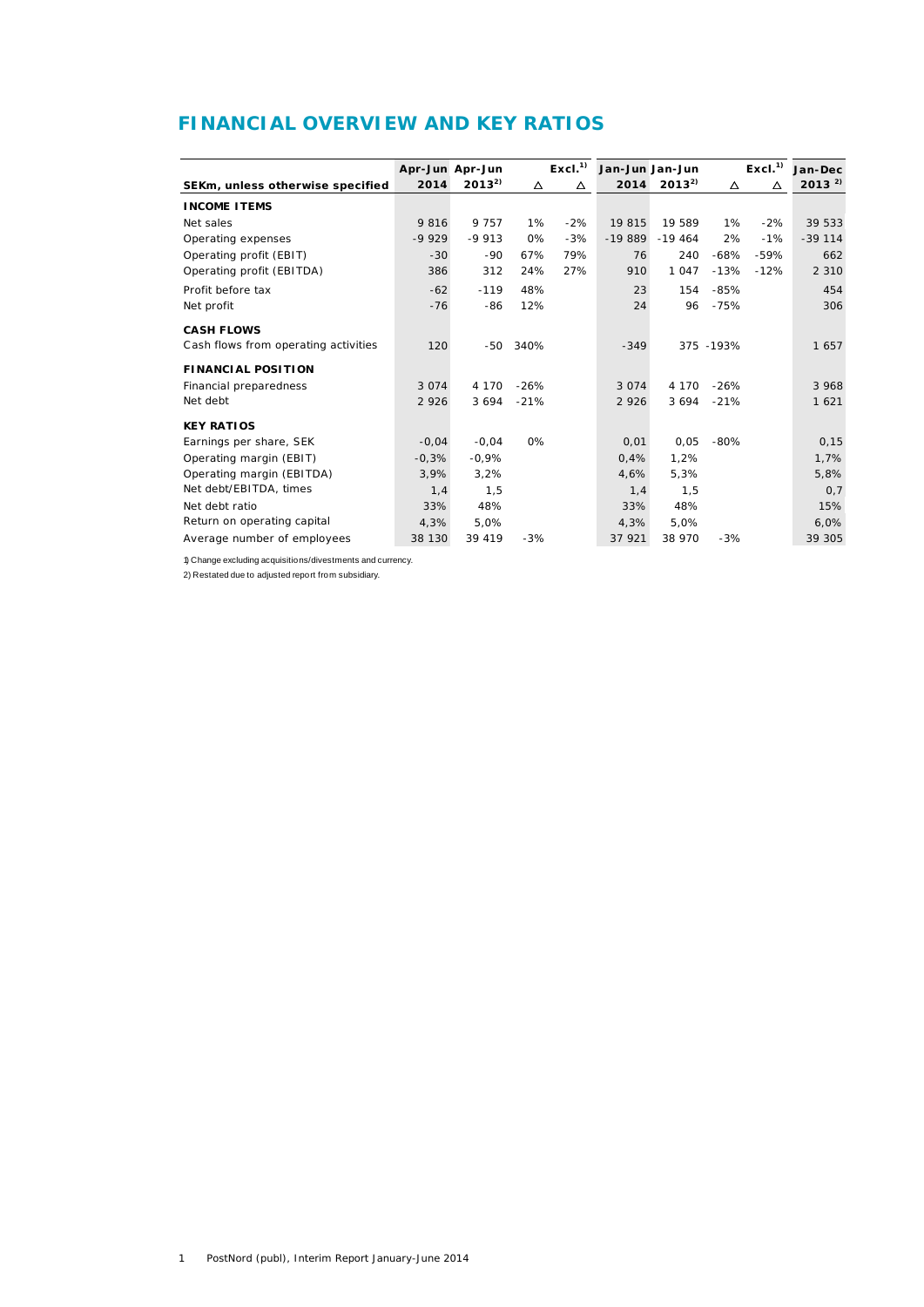# FINANCIAL OVERVIEW AND KEY RATIOS

| SEKm, unless otherwise specified | Apr-Jun 2014 | Apr-Jun 2013[2] | Δ | Excl.[1] Δ | Jan-Jun 2014 | Jan-Jun 2013[2] | Δ | Excl.[1] Δ | Jan-Dec 2013[2] |
|---|---|---|---|---|---|---|---|---|---|
| **INCOME ITEMS** | | | | | | | | | |
| Net sales | 9 816 | 9 757 | 1% | -2% | 19 815 | 19 589 | 1% | -2% | 39 533 |
| Operating expenses | -9 929 | -9 913 | 0% | -3% | -19 889 | -19 464 | 2% | -1% | -39 114 |
| Operating profit (EBIT) | -30 | -90 | 67% | 79% | 76 | 240 | -68% | -59% | 662 |
| Operating profit (EBITDA) | 386 | 312 | 24% | 27% | 910 | 1 047 | -13% | -12% | 2 310 |
| Profit before tax | -62 | -119 | 48% | | 23 | 154 | -85% | | 454 |
| Net profit | -76 | -86 | 12% | | 24 | 96 | -75% | | 306 |
| **CASH FLOWS** | | | | | | | | | |
| Cash flows from operating activities | 120 | -50 | 340% | | -349 | 375 | -193% | | 1 657 |
| **FINANCIAL POSITION** | | | | | | | | | |
| Financial preparedness | 3 074 | 4 170 | -26% | | 3 074 | 4 170 | -26% | | 3 968 |
| Net debt | 2 926 | 3 694 | -21% | | 2 926 | 3 694 | -21% | | 1 621 |
| **KEY RATIOS** | | | | | | | | | |
| Earnings per share, SEK | -0,04 | -0,04 | 0% | | 0,01 | 0,05 | -80% | | 0,15 |
| Operating margin (EBIT) | -0,3% | -0,9% | | | 0,4% | 1,2% | | | 1,7% |
| Operating margin (EBITDA) | 3,9% | 3,2% | | | 4,6% | 5,3% | | | 5,8% |
| Net debt/EBITDA, times | 1,4 | 1,5 | | | 1,4 | 1,5 | | | 0,7 |
| Net debt ratio | 33% | 48% | | | 33% | 48% | | | 15% |
| Return on operating capital | 4,3% | 5,0% | | | 4,3% | 5,0% | | | 6,0% |
| Average number of employees | 38 130 | 39 419 | -3% | | 37 921 | 38 970 | -3% | | 39 305 |

1) Change excluding acquisitions/divestments and currency.

2) Restated due to adjusted report from subsidiary.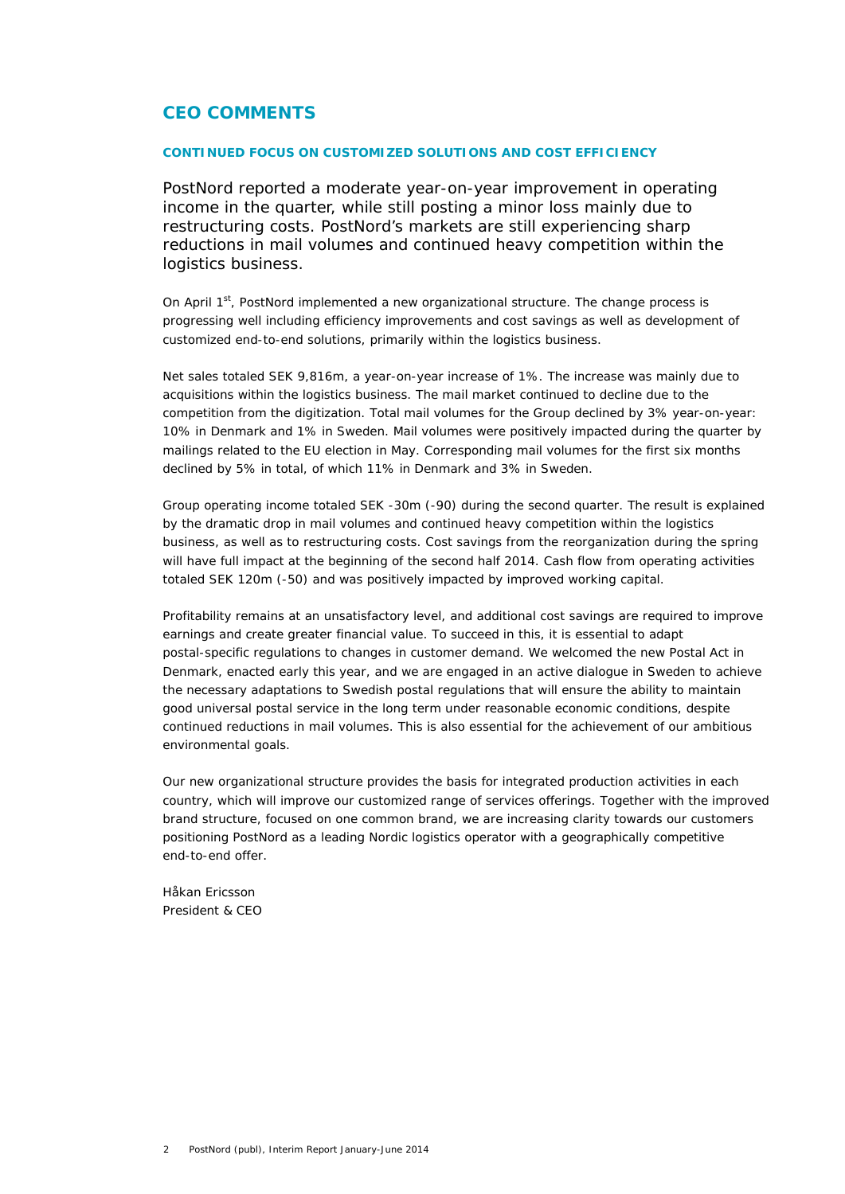# CEO COMMENTS

## CONTINUED FOCUS ON CUSTOMIZED SOLUTIONS AND COST EFFICIENCY

PostNord reported a moderate year-on-year improvement in operating income in the quarter, while still posting a minor loss mainly due to restructuring costs. PostNord's markets are still experiencing sharp reductions in mail volumes and continued heavy competition within the logistics business.

On April 1st, PostNord implemented a new organizational structure. The change process is progressing well including efficiency improvements and cost savings as well as development of customized end-to-end solutions, primarily within the logistics business.

Net sales totaled SEK 9,816m, a year-on-year increase of 1%. The increase was mainly due to acquisitions within the logistics business. The mail market continued to decline due to the competition from the digitization. Total mail volumes for the Group declined by 3% year-on-year: 10% in Denmark and 1% in Sweden. Mail volumes were positively impacted during the quarter by mailings related to the EU election in May. Corresponding mail volumes for the first six months declined by 5% in total, of which 11% in Denmark and 3% in Sweden.

Group operating income totaled SEK -30m (-90) during the second quarter. The result is explained by the dramatic drop in mail volumes and continued heavy competition within the logistics business, as well as to restructuring costs. Cost savings from the reorganization during the spring will have full impact at the beginning of the second half 2014. Cash flow from operating activities totaled SEK 120m (-50) and was positively impacted by improved working capital.

Profitability remains at an unsatisfactory level, and additional cost savings are required to improve earnings and create greater financial value. To succeed in this, it is essential to adapt postal-specific regulations to changes in customer demand. We welcomed the new Postal Act in Denmark, enacted early this year, and we are engaged in an active dialogue in Sweden to achieve the necessary adaptations to Swedish postal regulations that will ensure the ability to maintain good universal postal service in the long term under reasonable economic conditions, despite continued reductions in mail volumes. This is also essential for the achievement of our ambitious environmental goals.

Our new organizational structure provides the basis for integrated production activities in each country, which will improve our customized range of services offerings. Together with the improved brand structure, focused on one common brand, we are increasing clarity towards our customers positioning PostNord as a leading Nordic logistics operator with a geographically competitive end-to-end offer.

Håkan Ericsson
President & CEO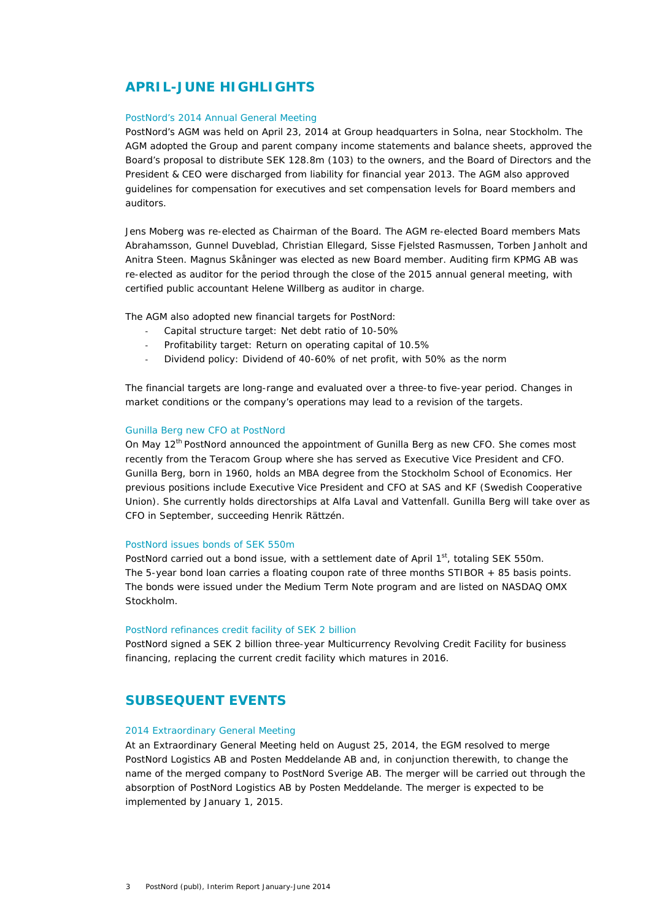## APRIL-JUNE HIGHLIGHTS

### PostNord's 2014 Annual General Meeting

PostNord's AGM was held on April 23, 2014 at Group headquarters in Solna, near Stockholm. The AGM adopted the Group and parent company income statements and balance sheets, approved the Board's proposal to distribute SEK 128.8m (103) to the owners, and the Board of Directors and the President & CEO were discharged from liability for financial year 2013. The AGM also approved guidelines for compensation for executives and set compensation levels for Board members and auditors.

Jens Moberg was re-elected as Chairman of the Board. The AGM re-elected Board members Mats Abrahamsson, Gunnel Duveblad, Christian Ellegard, Sisse Fjelsted Rasmussen, Torben Janholt and Anitra Steen. Magnus Skåninger was elected as new Board member. Auditing firm KPMG AB was re-elected as auditor for the period through the close of the 2015 annual general meeting, with certified public accountant Helene Willberg as auditor in charge.

The AGM also adopted new financial targets for PostNord:

- Capital structure target: Net debt ratio of 10-50%
- Profitability target: Return on operating capital of 10.5%
- Dividend policy: Dividend of 40-60% of net profit, with 50% as the norm

The financial targets are long-range and evaluated over a three-to five-year period. Changes in market conditions or the company's operations may lead to a revision of the targets.

### Gunilla Berg new CFO at PostNord

On May 12th PostNord announced the appointment of Gunilla Berg as new CFO. She comes most recently from the Teracom Group where she has served as Executive Vice President and CFO. Gunilla Berg, born in 1960, holds an MBA degree from the Stockholm School of Economics. Her previous positions include Executive Vice President and CFO at SAS and KF (Swedish Cooperative Union). She currently holds directorships at Alfa Laval and Vattenfall. Gunilla Berg will take over as CFO in September, succeeding Henrik Rättzén.

### PostNord issues bonds of SEK 550m

PostNord carried out a bond issue, with a settlement date of April 1st, totaling SEK 550m. The 5-year bond loan carries a floating coupon rate of three months STIBOR + 85 basis points. The bonds were issued under the Medium Term Note program and are listed on NASDAQ OMX Stockholm.

### PostNord refinances credit facility of SEK 2 billion

PostNord signed a SEK 2 billion three-year Multicurrency Revolving Credit Facility for business financing, replacing the current credit facility which matures in 2016.

## SUBSEQUENT EVENTS

### 2014 Extraordinary General Meeting

At an Extraordinary General Meeting held on August 25, 2014, the EGM resolved to merge PostNord Logistics AB and Posten Meddelande AB and, in conjunction therewith, to change the name of the merged company to PostNord Sverige AB. The merger will be carried out through the absorption of PostNord Logistics AB by Posten Meddelande. The merger is expected to be implemented by January 1, 2015.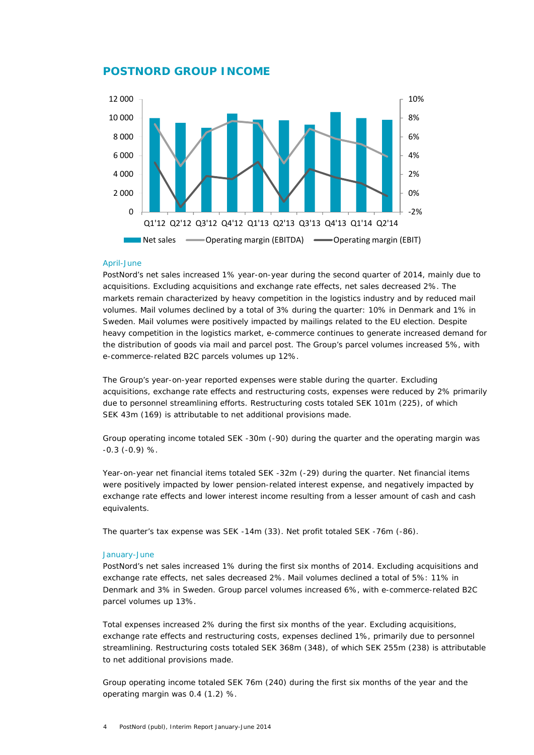## POSTNORD GROUP INCOME

April-June

PostNord's net sales increased 1% year-on-year during the second quarter of 2014, mainly due to acquisitions. Excluding acquisitions and exchange rate effects, net sales decreased 2%. The markets remain characterized by heavy competition in the logistics industry and by reduced mail volumes. Mail volumes declined by a total of 3% during the quarter: 10% in Denmark and 1% in Sweden. Mail volumes were positively impacted by mailings related to the EU election. Despite heavy competition in the logistics market, e-commerce continues to generate increased demand for the distribution of goods via mail and parcel post. The Group's parcel volumes increased 5%, with e-commerce-related B2C parcels volumes up 12%.

The Group's year-on-year reported expenses were stable during the quarter. Excluding acquisitions, exchange rate effects and restructuring costs, expenses were reduced by 2% primarily due to personnel streamlining efforts. Restructuring costs totaled SEK 101m (225), of which SEK 43m (169) is attributable to net additional provisions made.

Group operating income totaled SEK -30m (-90) during the quarter and the operating margin was -0.3 (-0.9) %.

Year-on-year net financial items totaled SEK -32m (-29) during the quarter. Net financial items were positively impacted by lower pension-related interest expense, and negatively impacted by exchange rate effects and lower interest income resulting from a lesser amount of cash and cash equivalents.

The quarter's tax expense was SEK -14m (33). Net profit totaled SEK -76m (-86).

January-June

PostNord's net sales increased 1% during the first six months of 2014. Excluding acquisitions and exchange rate effects, net sales decreased 2%. Mail volumes declined a total of 5%: 11% in Denmark and 3% in Sweden. Group parcel volumes increased 6%, with e-commerce-related B2C parcel volumes up 13%.

Total expenses increased 2% during the first six months of the year. Excluding acquisitions, exchange rate effects and restructuring costs, expenses declined 1%, primarily due to personnel streamlining. Restructuring costs totaled SEK 368m (348), of which SEK 255m (238) is attributable to net additional provisions made.

Group operating income totaled SEK 76m (240) during the first six months of the year and the operating margin was 0.4 (1.2) %.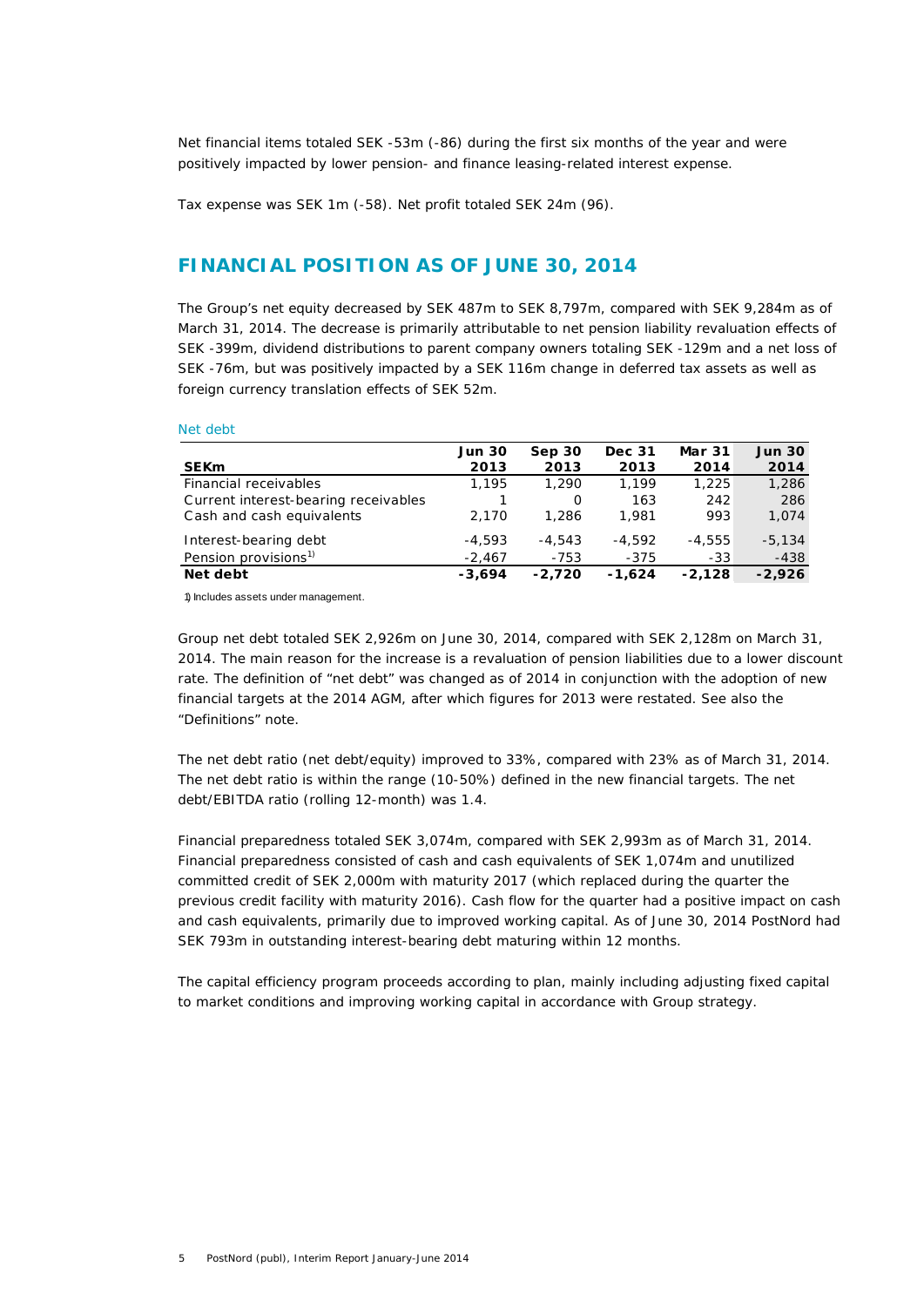Net financial items totaled SEK -53m (-86) during the first six months of the year and were positively impacted by lower pension- and finance leasing-related interest expense.

Tax expense was SEK 1m (-58). Net profit totaled SEK 24m (96).

## FINANCIAL POSITION AS OF JUNE 30, 2014

The Group's net equity decreased by SEK 487m to SEK 8,797m, compared with SEK 9,284m as of March 31, 2014. The decrease is primarily attributable to net pension liability revaluation effects of SEK -399m, dividend distributions to parent company owners totaling SEK -129m and a net loss of SEK -76m, but was positively impacted by a SEK 116m change in deferred tax assets as well as foreign currency translation effects of SEK 52m.

Net debt

| SEKm | Jun 30 2013 | Sep 30 2013 | Dec 31 2013 | Mar 31 2014 | Jun 30 2014 |
|---|---|---|---|---|---|
| Financial receivables | 1,195 | 1,290 | 1,199 | 1,225 | 1,286 |
| Current interest-bearing receivables | 1 | 0 | 163 | 242 | 286 |
| Cash and cash equivalents | 2,170 | 1,286 | 1,981 | 993 | 1,074 |
| Interest-bearing debt | -4,593 | -4,543 | -4,592 | -4,555 | -5,134 |
| Pension provisions[1] | -2,467 | -753 | -375 | -33 | -438 |
| **Net debt** | **-3,694** | **-2,720** | **-1,624** | **-2,128** | **-2,926** |

1) Includes assets under management.

Group net debt totaled SEK 2,926m on June 30, 2014, compared with SEK 2,128m on March 31, 2014. The main reason for the increase is a revaluation of pension liabilities due to a lower discount rate. The definition of "net debt" was changed as of 2014 in conjunction with the adoption of new financial targets at the 2014 AGM, after which figures for 2013 were restated. See also the "Definitions" note.

The net debt ratio (net debt/equity) improved to 33%, compared with 23% as of March 31, 2014. The net debt ratio is within the range (10-50%) defined in the new financial targets. The net debt/EBITDA ratio (rolling 12-month) was 1.4.

Financial preparedness totaled SEK 3,074m, compared with SEK 2,993m as of March 31, 2014. Financial preparedness consisted of cash and cash equivalents of SEK 1,074m and unutilized committed credit of SEK 2,000m with maturity 2017 (which replaced during the quarter the previous credit facility with maturity 2016). Cash flow for the quarter had a positive impact on cash and cash equivalents, primarily due to improved working capital. As of June 30, 2014 PostNord had SEK 793m in outstanding interest-bearing debt maturing within 12 months.

The capital efficiency program proceeds according to plan, mainly including adjusting fixed capital to market conditions and improving working capital in accordance with Group strategy.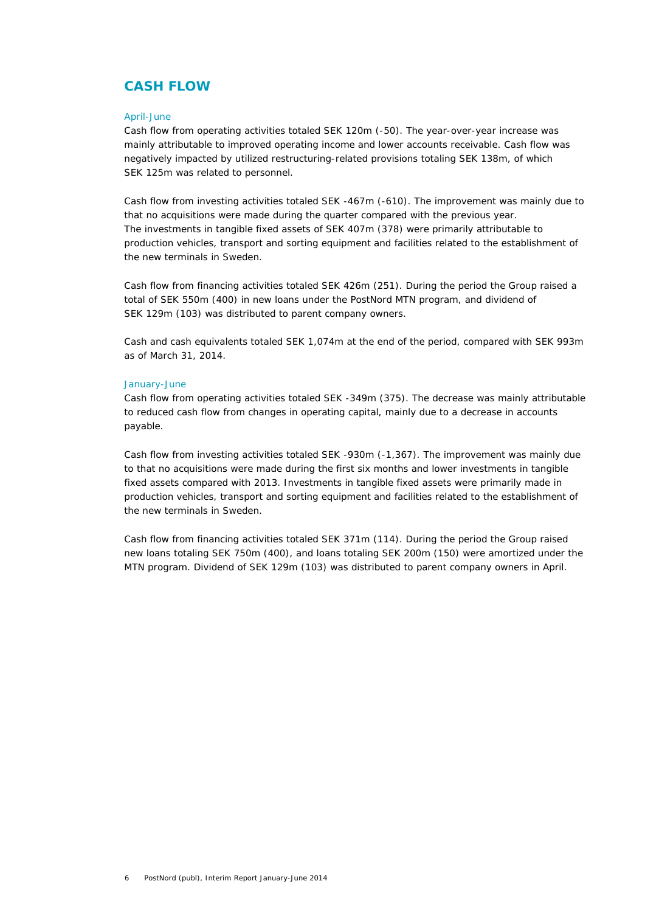## CASH FLOW

### April-June

Cash flow from operating activities totaled SEK 120m (-50). The year-over-year increase was mainly attributable to improved operating income and lower accounts receivable. Cash flow was negatively impacted by utilized restructuring-related provisions totaling SEK 138m, of which SEK 125m was related to personnel.

Cash flow from investing activities totaled SEK -467m (-610). The improvement was mainly due to that no acquisitions were made during the quarter compared with the previous year. The investments in tangible fixed assets of SEK 407m (378) were primarily attributable to production vehicles, transport and sorting equipment and facilities related to the establishment of the new terminals in Sweden.

Cash flow from financing activities totaled SEK 426m (251). During the period the Group raised a total of SEK 550m (400) in new loans under the PostNord MTN program, and dividend of SEK 129m (103) was distributed to parent company owners.

Cash and cash equivalents totaled SEK 1,074m at the end of the period, compared with SEK 993m as of March 31, 2014.

### January-June

Cash flow from operating activities totaled SEK -349m (375). The decrease was mainly attributable to reduced cash flow from changes in operating capital, mainly due to a decrease in accounts payable.

Cash flow from investing activities totaled SEK -930m (-1,367). The improvement was mainly due to that no acquisitions were made during the first six months and lower investments in tangible fixed assets compared with 2013. Investments in tangible fixed assets were primarily made in production vehicles, transport and sorting equipment and facilities related to the establishment of the new terminals in Sweden.

Cash flow from financing activities totaled SEK 371m (114). During the period the Group raised new loans totaling SEK 750m (400), and loans totaling SEK 200m (150) were amortized under the MTN program. Dividend of SEK 129m (103) was distributed to parent company owners in April.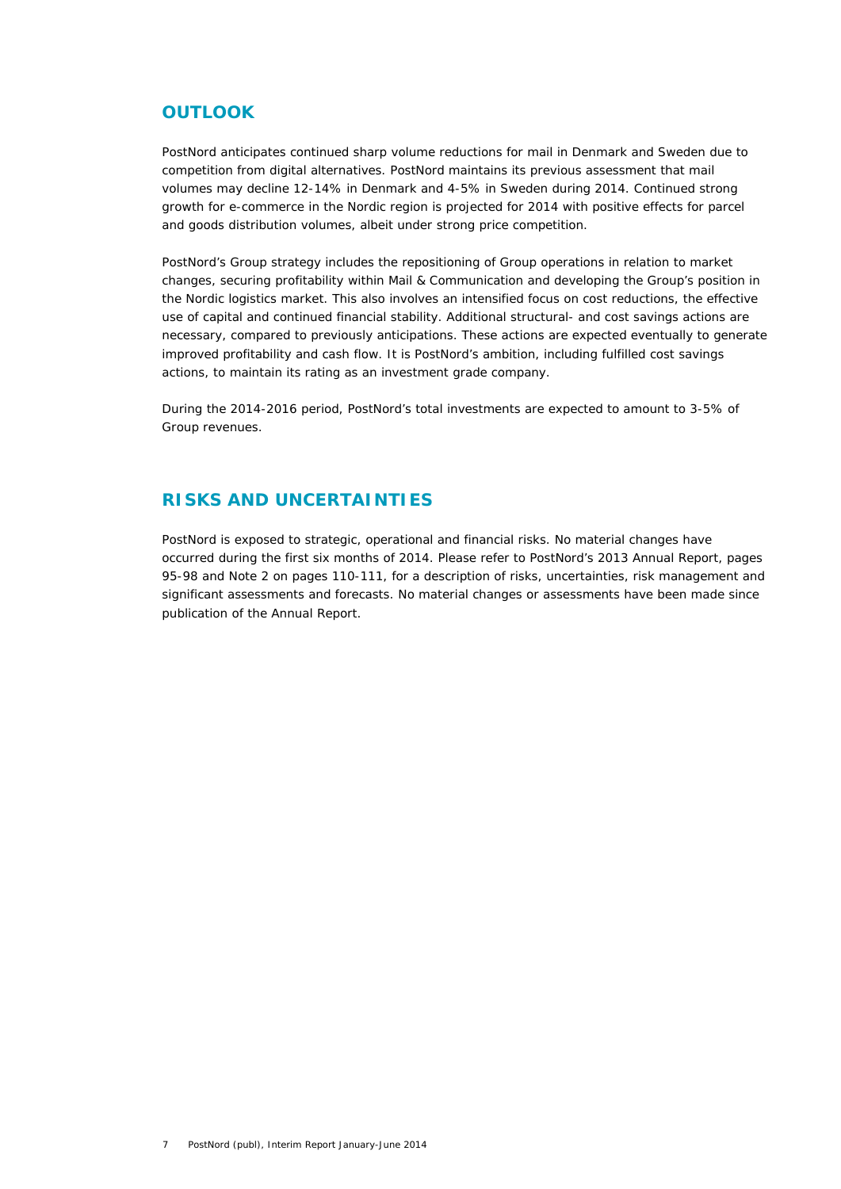## OUTLOOK

PostNord anticipates continued sharp volume reductions for mail in Denmark and Sweden due to competition from digital alternatives. PostNord maintains its previous assessment that mail volumes may decline 12-14% in Denmark and 4-5% in Sweden during 2014. Continued strong growth for e-commerce in the Nordic region is projected for 2014 with positive effects for parcel and goods distribution volumes, albeit under strong price competition.

PostNord's Group strategy includes the repositioning of Group operations in relation to market changes, securing profitability within Mail & Communication and developing the Group's position in the Nordic logistics market. This also involves an intensified focus on cost reductions, the effective use of capital and continued financial stability. Additional structural- and cost savings actions are necessary, compared to previously anticipations. These actions are expected eventually to generate improved profitability and cash flow. It is PostNord's ambition, including fulfilled cost savings actions, to maintain its rating as an investment grade company.

During the 2014-2016 period, PostNord's total investments are expected to amount to 3-5% of Group revenues.

## RISKS AND UNCERTAINTIES

PostNord is exposed to strategic, operational and financial risks. No material changes have occurred during the first six months of 2014. Please refer to PostNord's 2013 Annual Report, pages 95-98 and Note 2 on pages 110-111, for a description of risks, uncertainties, risk management and significant assessments and forecasts. No material changes or assessments have been made since publication of the Annual Report.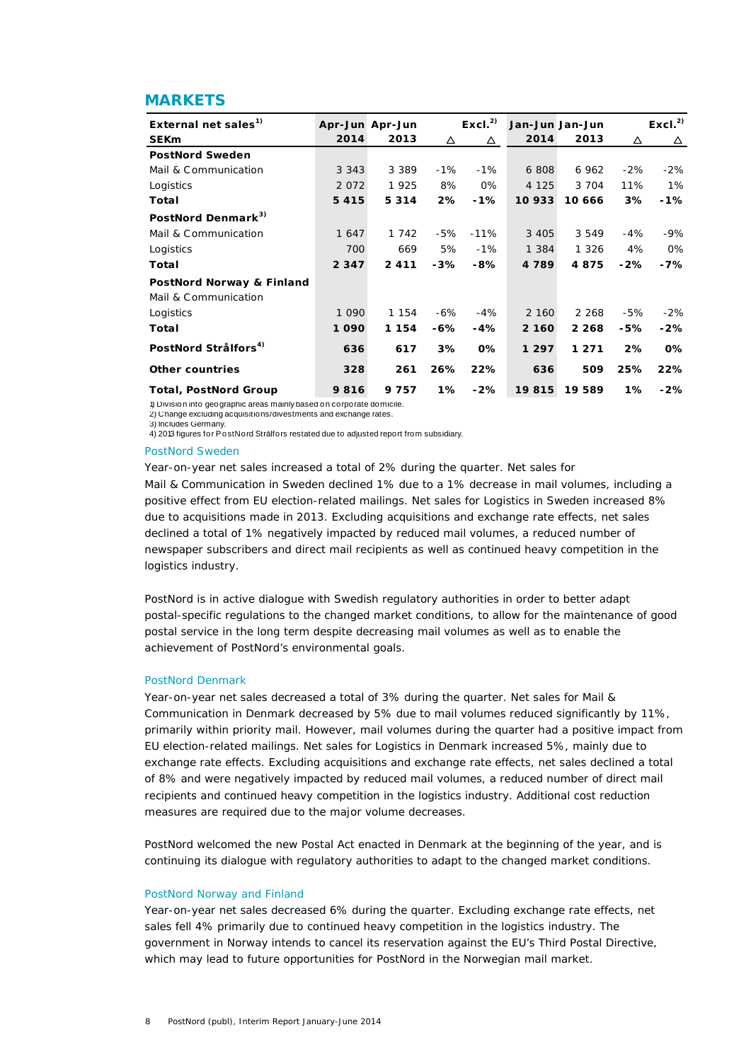## MARKETS

| External net sales[1] | Apr-Jun | Apr-Jun | | Excl.[2] | Jan-Jun | Jan-Jun | | Excl.[2] |
|---|---|---|---|---|---|---|---|---|
| SEKm | 2014 | 2013 | Δ | Δ | 2014 | 2013 | Δ | Δ |
| **PostNord Sweden** | | | | | | | | |
| Mail & Communication | 3 343 | 3 389 | -1% | -1% | 6 808 | 6 962 | -2% | -2% |
| Logistics | 2 072 | 1 925 | 8% | 0% | 4 125 | 3 704 | 11% | 1% |
| **Total** | **5 415** | **5 314** | **2%** | **-1%** | **10 933** | **10 666** | **3%** | **-1%** |
| **PostNord Denmark[3]** | | | | | | | | |
| Mail & Communication | 1 647 | 1 742 | -5% | -11% | 3 405 | 3 549 | -4% | -9% |
| Logistics | 700 | 669 | 5% | -1% | 1 384 | 1 326 | 4% | 0% |
| **Total** | **2 347** | **2 411** | **-3%** | **-8%** | **4 789** | **4 875** | **-2%** | **-7%** |
| **PostNord Norway & Finland** | | | | | | | | |
| Mail & Communication | | | | | | | | |
| Logistics | 1 090 | 1 154 | -6% | -4% | 2 160 | 2 268 | -5% | -2% |
| **Total** | **1 090** | **1 154** | **-6%** | **-4%** | **2 160** | **2 268** | **-5%** | **-2%** |
| **PostNord Strålfors[4]** | **636** | **617** | **3%** | **0%** | **1 297** | **1 271** | **2%** | **0%** |
| **Other countries** | **328** | **261** | **26%** | **22%** | **636** | **509** | **25%** | **22%** |
| **Total, PostNord Group** | **9 816** | **9 757** | **1%** | **-2%** | **19 815** | **19 589** | **1%** | **-2%** |

1) Division into geographic areas mainly based on corporate domicile.
2) Change excluding acquisitions/divestments and exchange rates.
3) Includes Germany.
4) 2013 figures for PostNord Strålfors restated due to adjusted report from subsidiary.

### PostNord Sweden

Year-on-year net sales increased a total of 2% during the quarter. Net sales for Mail & Communication in Sweden declined 1% due to a 1% decrease in mail volumes, including a positive effect from EU election-related mailings. Net sales for Logistics in Sweden increased 8% due to acquisitions made in 2013. Excluding acquisitions and exchange rate effects, net sales declined a total of 1% negatively impacted by reduced mail volumes, a reduced number of newspaper subscribers and direct mail recipients as well as continued heavy competition in the logistics industry.

PostNord is in active dialogue with Swedish regulatory authorities in order to better adapt postal-specific regulations to the changed market conditions, to allow for the maintenance of good postal service in the long term despite decreasing mail volumes as well as to enable the achievement of PostNord's environmental goals.

### PostNord Denmark

Year-on-year net sales decreased a total of 3% during the quarter. Net sales for Mail & Communication in Denmark decreased by 5% due to mail volumes reduced significantly by 11%, primarily within priority mail. However, mail volumes during the quarter had a positive impact from EU election-related mailings. Net sales for Logistics in Denmark increased 5%, mainly due to exchange rate effects. Excluding acquisitions and exchange rate effects, net sales declined a total of 8% and were negatively impacted by reduced mail volumes, a reduced number of direct mail recipients and continued heavy competition in the logistics industry. Additional cost reduction measures are required due to the major volume decreases.

PostNord welcomed the new Postal Act enacted in Denmark at the beginning of the year, and is continuing its dialogue with regulatory authorities to adapt to the changed market conditions.

### PostNord Norway and Finland

Year-on-year net sales decreased 6% during the quarter. Excluding exchange rate effects, net sales fell 4% primarily due to continued heavy competition in the logistics industry. The government in Norway intends to cancel its reservation against the EU's Third Postal Directive, which may lead to future opportunities for PostNord in the Norwegian mail market.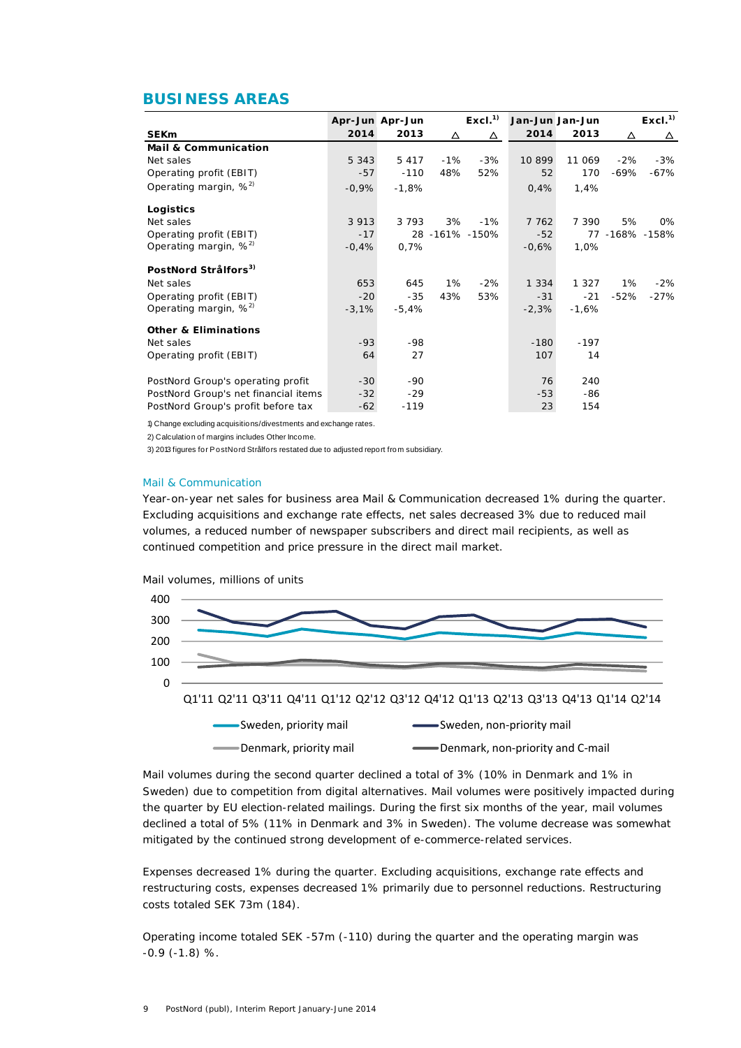## BUSINESS AREAS

| SEKm | Apr-Jun 2014 | Apr-Jun 2013 | Δ | Excl.[1] Δ | Jan-Jun 2014 | Jan-Jun 2013 | Δ | Excl.[1] Δ |
|---|---|---|---|---|---|---|---|---|
| **Mail & Communication** | | | | | | | | |
| Net sales | 5 343 | 5 417 | -1% | -3% | 10 899 | 11 069 | -2% | -3% |
| Operating profit (EBIT) | -57 | -110 | 48% | 52% | 52 | 170 | -69% | -67% |
| Operating margin, %[2] | -0,9% | -1,8% | | | 0,4% | 1,4% | | |
| **Logistics** | | | | | | | | |
| Net sales | 3 913 | 3 793 | 3% | -1% | 7 762 | 7 390 | 5% | 0% |
| Operating profit (EBIT) | -17 | 28 | -161% | -150% | -52 | 77 | -168% | -158% |
| Operating margin, %[2] | -0,4% | 0,7% | | | -0,6% | 1,0% | | |
| **PostNord Strålfors[3]** | | | | | | | | |
| Net sales | 653 | 645 | 1% | -2% | 1 334 | 1 327 | 1% | -2% |
| Operating profit (EBIT) | -20 | -35 | 43% | 53% | -31 | -21 | -52% | -27% |
| Operating margin, %[2] | -3,1% | -5,4% | | | -2,3% | -1,6% | | |
| **Other & Eliminations** | | | | | | | | |
| Net sales | -93 | -98 | | | -180 | -197 | | |
| Operating profit (EBIT) | 64 | 27 | | | 107 | 14 | | |
| PostNord Group's operating profit | -30 | -90 | | | 76 | 240 | | |
| PostNord Group's net financial items | -32 | -29 | | | -53 | -86 | | |
| PostNord Group's profit before tax | -62 | -119 | | | 23 | 154 | | |

1) Change excluding acquisitions/divestments and exchange rates.

2) Calculation of margins includes Other Income.

3) 2013 figures for PostNord Strålfors restated due to adjusted report from subsidiary.

### Mail & Communication

Year-on-year net sales for business area Mail & Communication decreased 1% during the quarter. Excluding acquisitions and exchange rate effects, net sales decreased 3% due to reduced mail volumes, a reduced number of newspaper subscribers and direct mail recipients, as well as continued competition and price pressure in the direct mail market.

Mail volumes, millions of units

Mail volumes during the second quarter declined a total of 3% (10% in Denmark and 1% in Sweden) due to competition from digital alternatives. Mail volumes were positively impacted during the quarter by EU election-related mailings. During the first six months of the year, mail volumes declined a total of 5% (11% in Denmark and 3% in Sweden). The volume decrease was somewhat mitigated by the continued strong development of e-commerce-related services.

Expenses decreased 1% during the quarter. Excluding acquisitions, exchange rate effects and restructuring costs, expenses decreased 1% primarily due to personnel reductions. Restructuring costs totaled SEK 73m (184).

Operating income totaled SEK -57m (-110) during the quarter and the operating margin was -0.9 (-1.8) %.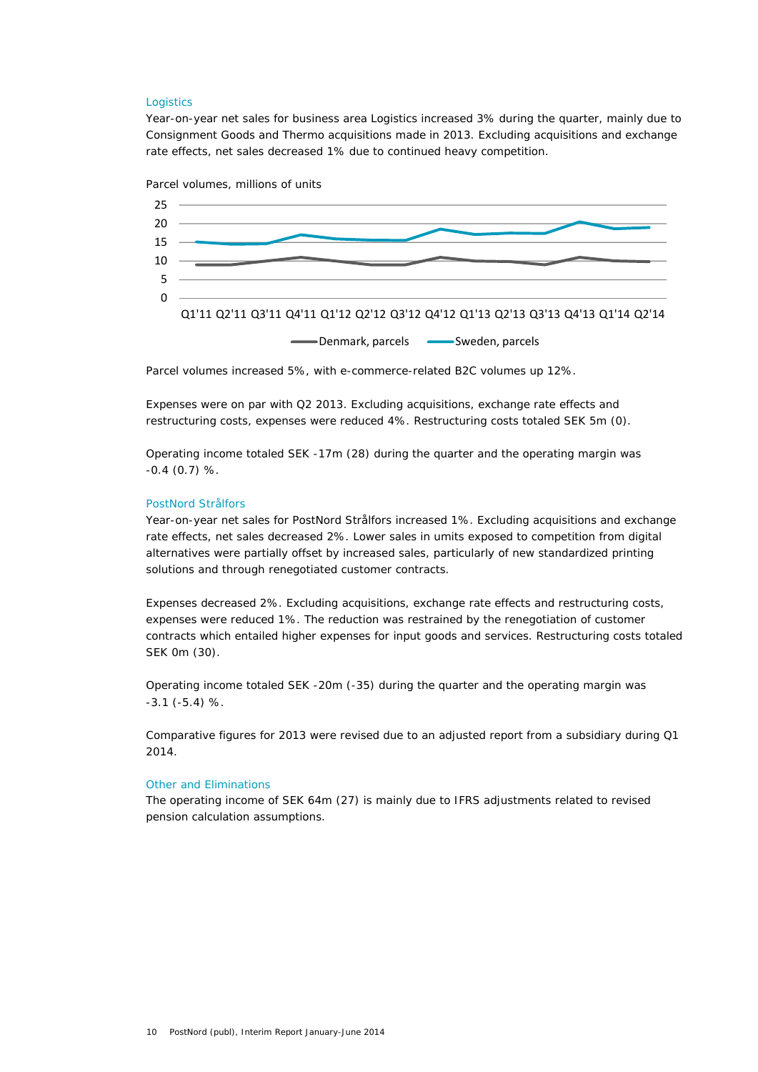### Logistics

Year-on-year net sales for business area Logistics increased 3% during the quarter, mainly due to Consignment Goods and Thermo acquisitions made in 2013. Excluding acquisitions and exchange rate effects, net sales decreased 1% due to continued heavy competition.

Parcel volumes, millions of units

Parcel volumes increased 5%, with e-commerce-related B2C volumes up 12%.

Expenses were on par with Q2 2013. Excluding acquisitions, exchange rate effects and restructuring costs, expenses were reduced 4%. Restructuring costs totaled SEK 5m (0).

Operating income totaled SEK -17m (28) during the quarter and the operating margin was -0.4 (0.7) %.

### PostNord Strålfors

Year-on-year net sales for PostNord Strålfors increased 1%. Excluding acquisitions and exchange rate effects, net sales decreased 2%. Lower sales in umits exposed to competition from digital alternatives were partially offset by increased sales, particularly of new standardized printing solutions and through renegotiated customer contracts.

Expenses decreased 2%. Excluding acquisitions, exchange rate effects and restructuring costs, expenses were reduced 1%. The reduction was restrained by the renegotiation of customer contracts which entailed higher expenses for input goods and services. Restructuring costs totaled SEK 0m (30).

Operating income totaled SEK -20m (-35) during the quarter and the operating margin was -3.1 (-5.4) %.

Comparative figures for 2013 were revised due to an adjusted report from a subsidiary during Q1 2014.

### Other and Eliminations

The operating income of SEK 64m (27) is mainly due to IFRS adjustments related to revised pension calculation assumptions.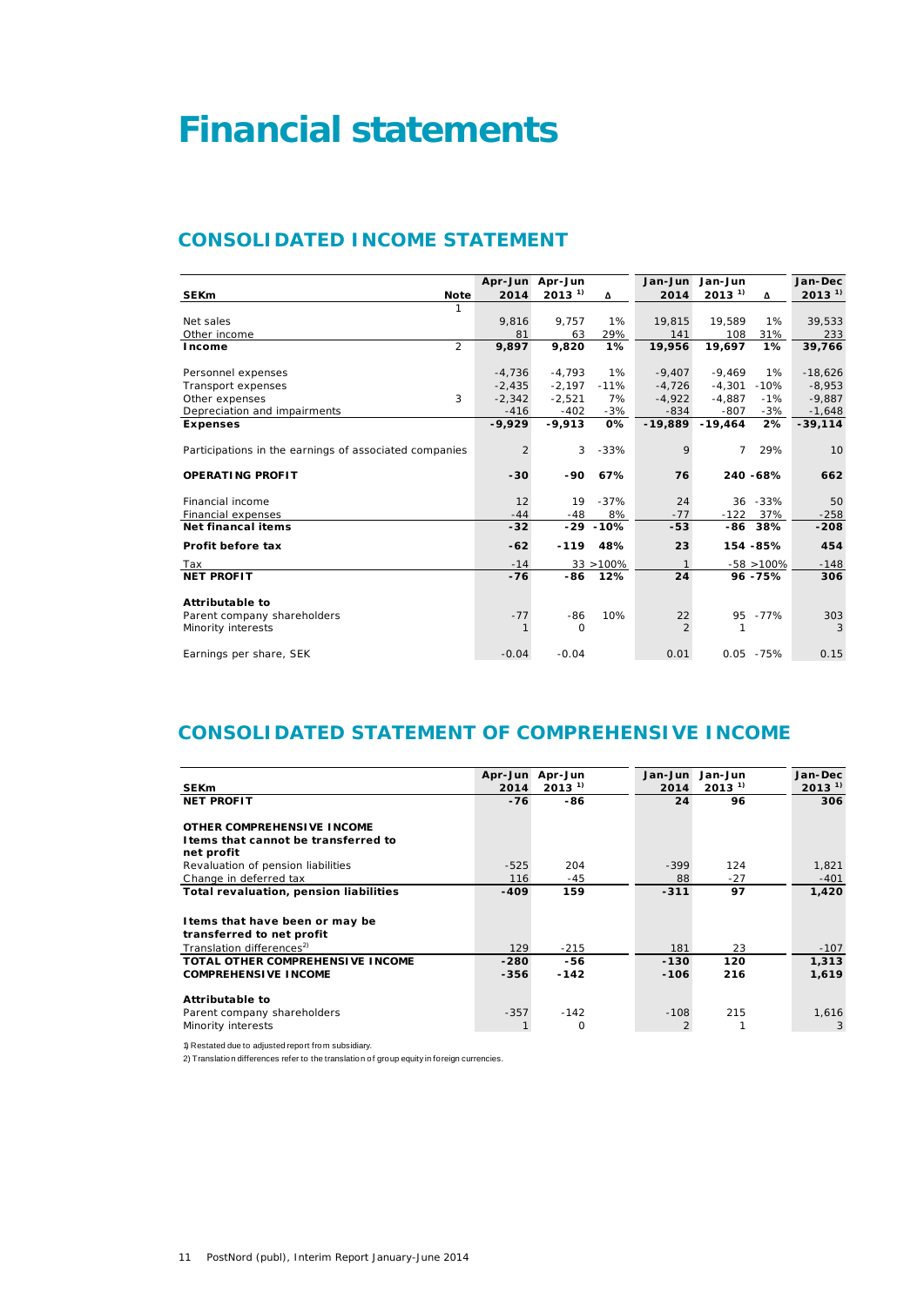# Financial statements

## CONSOLIDATED INCOME STATEMENT

| SEKm | Note | Apr-Jun 2014 | Apr-Jun 2013 [1] | Δ | Jan-Jun 2014 | Jan-Jun 2013 [1] | Δ | Jan-Dec 2013 [1] |
|---|---|---|---|---|---|---|---|---|
| | 1 | | | | | | | |
| Net sales | | 9,816 | 9,757 | 1% | 19,815 | 19,589 | 1% | 39,533 |
| Other income | | 81 | 63 | 29% | 141 | 108 | 31% | 233 |
| **Income** | 2 | **9,897** | **9,820** | **1%** | **19,956** | **19,697** | **1%** | **39,766** |
| Personnel expenses | | -4,736 | -4,793 | 1% | -9,407 | -9,469 | 1% | -18,626 |
| Transport expenses | | -2,435 | -2,197 | -11% | -4,726 | -4,301 | -10% | -8,953 |
| Other expenses | 3 | -2,342 | -2,521 | 7% | -4,922 | -4,887 | -1% | -9,887 |
| Depreciation and impairments | | -416 | -402 | -3% | -834 | -807 | -3% | -1,648 |
| **Expenses** | | **-9,929** | **-9,913** | **0%** | **-19,889** | **-19,464** | **2%** | **-39,114** |
| Participations in the earnings of associated companies | | 2 | 3 | -33% | 9 | 7 | 29% | 10 |
| **OPERATING PROFIT** | | **-30** | **-90** | **67%** | **76** | **240** | **-68%** | **662** |
| Financial income | | 12 | 19 | -37% | 24 | 36 | -33% | 50 |
| Financial expenses | | -44 | -48 | 8% | -77 | -122 | 37% | -258 |
| **Net financal items** | | **-32** | **-29** | **-10%** | **-53** | **-86** | **38%** | **-208** |
| **Profit before tax** | | **-62** | **-119** | **48%** | **23** | **154** | **-85%** | **454** |
| Tax | | -14 | 33 | >100% | 1 | -58 | >100% | -148 |
| **NET PROFIT** | | **-76** | **-86** | **12%** | **24** | **96** | **-75%** | **306** |
| **Attributable to** | | | | | | | | |
| Parent company shareholders | | -77 | -86 | 10% | 22 | 95 | -77% | 303 |
| Minority interests | | 1 | 0 | | 2 | 1 | | 3 |
| Earnings per share, SEK | | -0.04 | -0.04 | | 0.01 | 0.05 | -75% | 0.15 |

## CONSOLIDATED STATEMENT OF COMPREHENSIVE INCOME

| SEKm | Apr-Jun 2014 | Apr-Jun 2013 [1] | Jan-Jun 2014 | Jan-Jun 2013 [1] | Jan-Dec 2013 [1] |
|---|---|---|---|---|---|
| **NET PROFIT** | **-76** | **-86** | **24** | **96** | **306** |
| **OTHER COMPREHENSIVE INCOME** | | | | | |
| **Items that cannot be transferred to net profit** | | | | | |
| Revaluation of pension liabilities | -525 | 204 | -399 | 124 | 1,821 |
| Change in deferred tax | 116 | -45 | 88 | -27 | -401 |
| **Total revaluation, pension liabilities** | **-409** | **159** | **-311** | **97** | **1,420** |
| **Items that have been or may be transferred to net profit** | | | | | |
| Translation differences[2] | 129 | -215 | 181 | 23 | -107 |
| **TOTAL OTHER COMPREHENSIVE INCOME** | **-280** | **-56** | **-130** | **120** | **1,313** |
| **COMPREHENSIVE INCOME** | **-356** | **-142** | **-106** | **216** | **1,619** |
| **Attributable to** | | | | | |
| Parent company shareholders | -357 | -142 | -108 | 215 | 1,616 |
| Minority interests | 1 | 0 | 2 | 1 | 3 |

1) Restated due to adjusted report from subsidiary.

2) Translation differences refer to the translation of group equity in foreign currencies.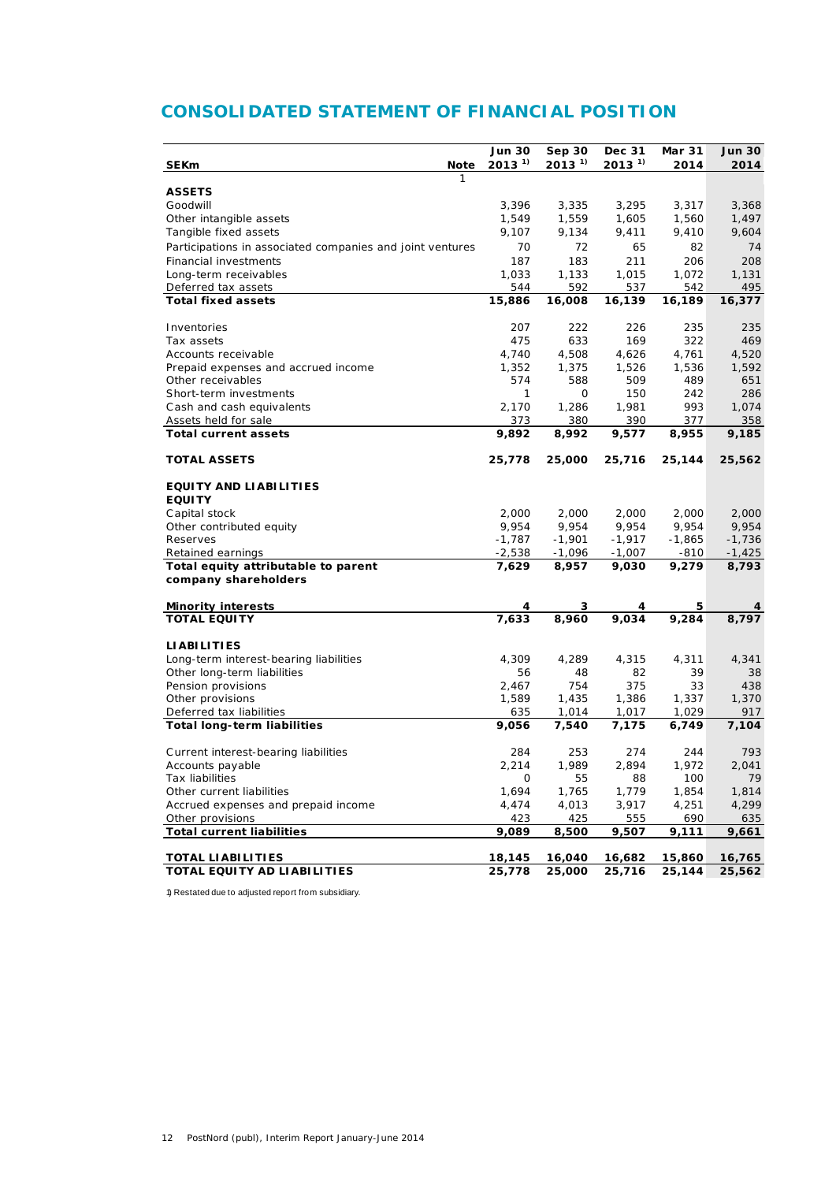# CONSOLIDATED STATEMENT OF FINANCIAL POSITION

| SEKm | Note | Jun 30 2013 [1] | Sep 30 2013 [1] | Dec 31 2013 [1] | Mar 31 2014 | Jun 30 2014 |
|---|---|---|---|---|---|---|
| | 1 | | | | | |
| **ASSETS** | | | | | | |
| Goodwill | | 3,396 | 3,335 | 3,295 | 3,317 | 3,368 |
| Other intangible assets | | 1,549 | 1,559 | 1,605 | 1,560 | 1,497 |
| Tangible fixed assets | | 9,107 | 9,134 | 9,411 | 9,410 | 9,604 |
| Participations in associated companies and joint ventures | | 70 | 72 | 65 | 82 | 74 |
| Financial investments | | 187 | 183 | 211 | 206 | 208 |
| Long-term receivables | | 1,033 | 1,133 | 1,015 | 1,072 | 1,131 |
| Deferred tax assets | | 544 | 592 | 537 | 542 | 495 |
| **Total fixed assets** | | **15,886** | **16,008** | **16,139** | **16,189** | **16,377** |
| | | | | | | |
| Inventories | | 207 | 222 | 226 | 235 | 235 |
| Tax assets | | 475 | 633 | 169 | 322 | 469 |
| Accounts receivable | | 4,740 | 4,508 | 4,626 | 4,761 | 4,520 |
| Prepaid expenses and accrued income | | 1,352 | 1,375 | 1,526 | 1,536 | 1,592 |
| Other receivables | | 574 | 588 | 509 | 489 | 651 |
| Short-term investments | | 1 | 0 | 150 | 242 | 286 |
| Cash and cash equivalents | | 2,170 | 1,286 | 1,981 | 993 | 1,074 |
| Assets held for sale | | 373 | 380 | 390 | 377 | 358 |
| **Total current assets** | | **9,892** | **8,992** | **9,577** | **8,955** | **9,185** |
| | | | | | | |
| **TOTAL ASSETS** | | **25,778** | **25,000** | **25,716** | **25,144** | **25,562** |
| | | | | | | |
| **EQUITY AND LIABILITIES** | | | | | | |
| **EQUITY** | | | | | | |
| Capital stock | | 2,000 | 2,000 | 2,000 | 2,000 | 2,000 |
| Other contributed equity | | 9,954 | 9,954 | 9,954 | 9,954 | 9,954 |
| Reserves | | -1,787 | -1,901 | -1,917 | -1,865 | -1,736 |
| Retained earnings | | -2,538 | -1,096 | -1,007 | -810 | -1,425 |
| **Total equity attributable to parent company shareholders** | | **7,629** | **8,957** | **9,030** | **9,279** | **8,793** |
| | | | | | | |
| **Minority interests** | | **4** | **3** | **4** | **5** | **4** |
| **TOTAL EQUITY** | | **7,633** | **8,960** | **9,034** | **9,284** | **8,797** |
| | | | | | | |
| **LIABILITIES** | | | | | | |
| Long-term interest-bearing liabilities | | 4,309 | 4,289 | 4,315 | 4,311 | 4,341 |
| Other long-term liabilities | | 56 | 48 | 82 | 39 | 38 |
| Pension provisions | | 2,467 | 754 | 375 | 33 | 438 |
| Other provisions | | 1,589 | 1,435 | 1,386 | 1,337 | 1,370 |
| Deferred tax liabilities | | 635 | 1,014 | 1,017 | 1,029 | 917 |
| **Total long-term liabilities** | | **9,056** | **7,540** | **7,175** | **6,749** | **7,104** |
| | | | | | | |
| Current interest-bearing liabilities | | 284 | 253 | 274 | 244 | 793 |
| Accounts payable | | 2,214 | 1,989 | 2,894 | 1,972 | 2,041 |
| Tax liabilities | | 0 | 55 | 88 | 100 | 79 |
| Other current liabilities | | 1,694 | 1,765 | 1,779 | 1,854 | 1,814 |
| Accrued expenses and prepaid income | | 4,474 | 4,013 | 3,917 | 4,251 | 4,299 |
| Other provisions | | 423 | 425 | 555 | 690 | 635 |
| **Total current liabilities** | | **9,089** | **8,500** | **9,507** | **9,111** | **9,661** |
| | | | | | | |
| **TOTAL LIABILITIES** | | **18,145** | **16,040** | **16,682** | **15,860** | **16,765** |
| **TOTAL EQUITY AD LIABILITIES** | | **25,778** | **25,000** | **25,716** | **25,144** | **25,562** |

1) Restated due to adjusted report from subsidiary.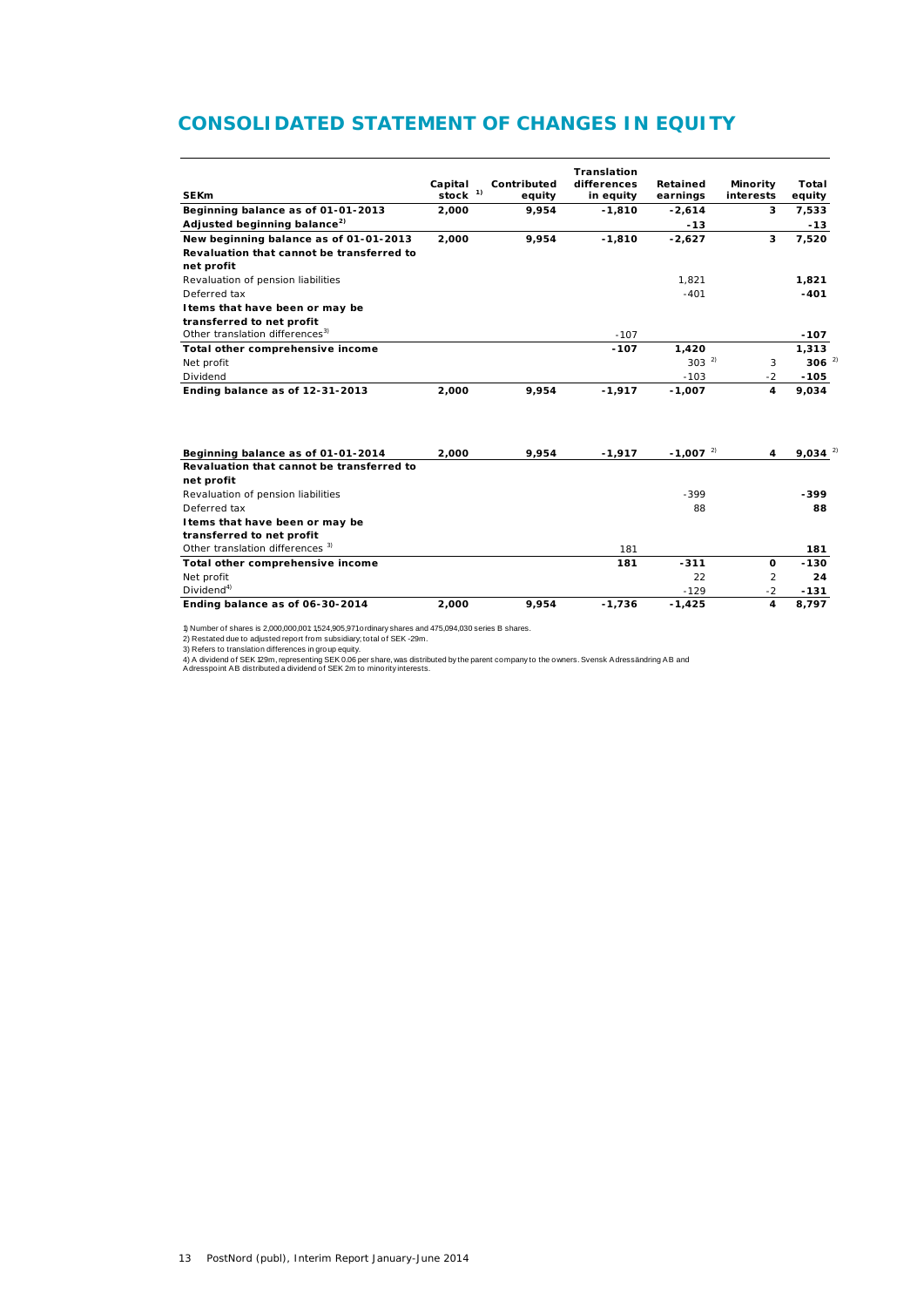# CONSOLIDATED STATEMENT OF CHANGES IN EQUITY

| SEKm | Capital stock [1] | Contributed equity | Translation differences in equity | Retained earnings | Minority interests | Total equity |
|---|---|---|---|---|---|---|
| **Beginning balance as of 01-01-2013** | **2,000** | **9,954** | **-1,810** | **-2,614** | **3** | **7,533** |
| **Adjusted beginning balance[2]** | | | | **-13** | | **-13** |
| **New beginning balance as of 01-01-2013** | **2,000** | **9,954** | **-1,810** | **-2,627** | **3** | **7,520** |
| **Revaluation that cannot be transferred to net profit** | | | | | | |
| Revaluation of pension liabilities | | | | 1,821 | | **1,821** |
| Deferred tax | | | | -401 | | **-401** |
| **Items that have been or may be transferred to net profit** | | | | | | |
| Other translation differences[3] | | | -107 | | | **-107** |
| **Total other comprehensive income** | | | **-107** | **1,420** | | **1,313** |
| Net profit | | | | 303 [2] | 3 | **306** [2] |
| Dividend | | | | -103 | -2 | **-105** |
| **Ending balance as of 12-31-2013** | **2,000** | **9,954** | **-1,917** | **-1,007** | **4** | **9,034** |
| | | | | | | |
| **Beginning balance as of 01-01-2014** | **2,000** | **9,954** | **-1,917** | **-1,007** [2] | **4** | **9,034** [2] |
| **Revaluation that cannot be transferred to net profit** | | | | | | |
| Revaluation of pension liabilities | | | | -399 | | **-399** |
| Deferred tax | | | | 88 | | **88** |
| **Items that have been or may be transferred to net profit** | | | | | | |
| Other translation differences [3] | | | 181 | | | **181** |
| **Total other comprehensive income** | | | **181** | **-311** | **0** | **-130** |
| Net profit | | | | 22 | 2 | **24** |
| Dividend[4] | | | | -129 | -2 | **-131** |
| **Ending balance as of 06-30-2014** | **2,000** | **9,954** | **-1,736** | **-1,425** | **4** | **8,797** |

1) Number of shares is 2,000,000,001: 1,524,905,971 ordinary shares and 475,094,030 series B shares.
2) Restated due to adjusted report from subsidiary; total of SEK -29m.
3) Refers to translation differences in group equity.
4) A dividend of SEK 129m, representing SEK 0.06 per share, was distributed by the parent company to the owners. Svensk Adressändring AB and Adresspoint AB distributed a dividend of SEK 2m to minority interests.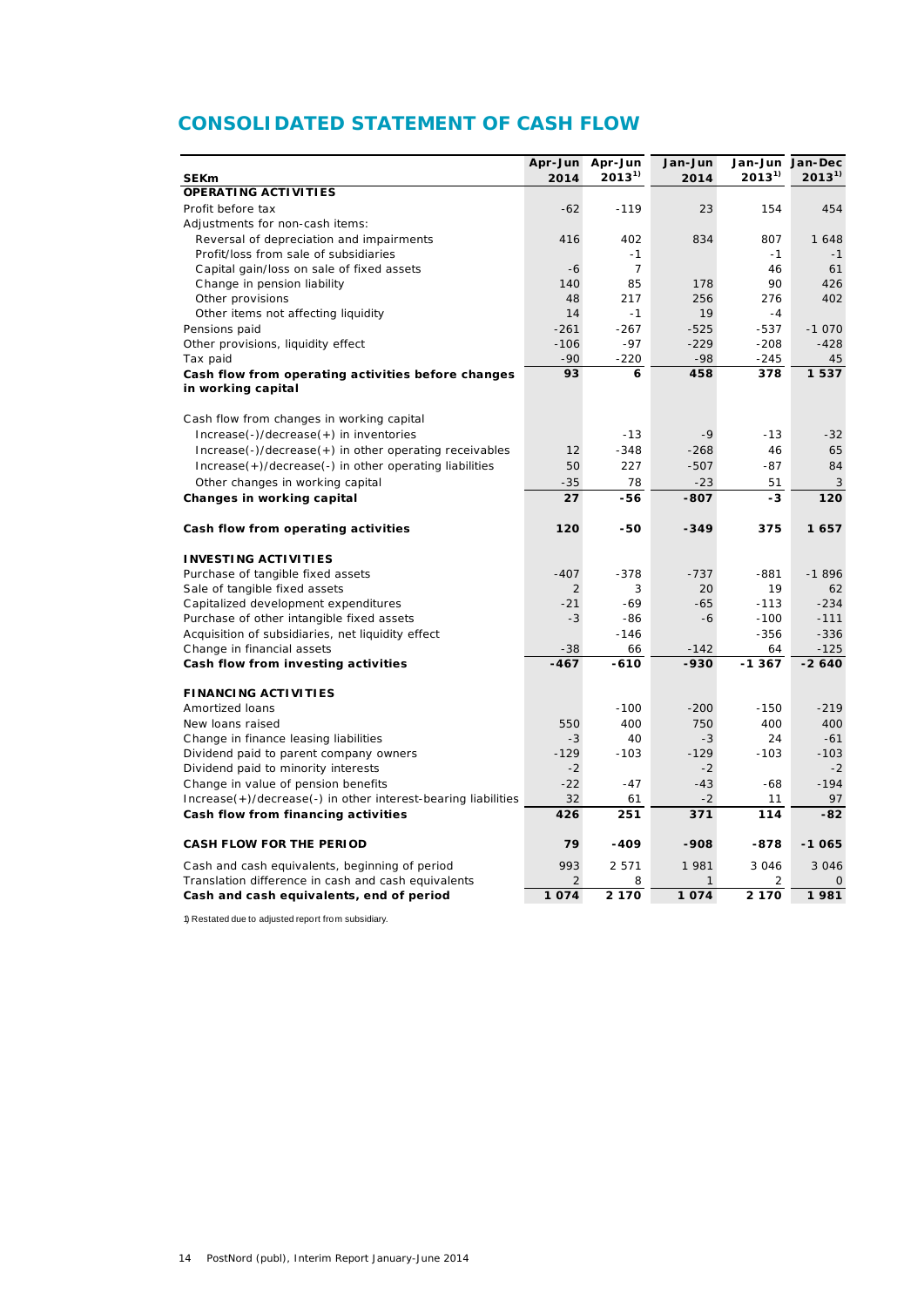# CONSOLIDATED STATEMENT OF CASH FLOW

| SEKm | Apr-Jun 2014 | Apr-Jun 2013[1)] | Jan-Jun 2014 | Jan-Jun 2013[1)] | Jan-Dec 2013[1)] |
|---|---|---|---|---|---|
| **OPERATING ACTIVITIES** | | | | | |
| Profit before tax | -62 | -119 | 23 | 154 | 454 |
| Adjustments for non-cash items: | | | | | |
| Reversal of depreciation and impairments | 416 | 402 | 834 | 807 | 1 648 |
| Profit/loss from sale of subsidiaries | | -1 | | -1 | -1 |
| Capital gain/loss on sale of fixed assets | -6 | 7 | | 46 | 61 |
| Change in pension liability | 140 | 85 | 178 | 90 | 426 |
| Other provisions | 48 | 217 | 256 | 276 | 402 |
| Other items not affecting liquidity | 14 | -1 | 19 | -4 | |
| Pensions paid | -261 | -267 | -525 | -537 | -1 070 |
| Other provisions, liquidity effect | -106 | -97 | -229 | -208 | -428 |
| Tax paid | -90 | -220 | -98 | -245 | 45 |
| **Cash flow from operating activities before changes in working capital** | **93** | **6** | **458** | **378** | **1 537** |
| | | | | | |
| Cash flow from changes in working capital | | | | | |
| Increase(-)/decrease(+) in inventories | | -13 | -9 | -13 | -32 |
| Increase(-)/decrease(+) in other operating receivables | 12 | -348 | -268 | 46 | 65 |
| Increase(+)/decrease(-) in other operating liabilities | 50 | 227 | -507 | -87 | 84 |
| Other changes in working capital | -35 | 78 | -23 | 51 | 3 |
| **Changes in working capital** | **27** | **-56** | **-807** | **-3** | **120** |
| | | | | | |
| **Cash flow from operating activities** | **120** | **-50** | **-349** | **375** | **1 657** |
| | | | | | |
| **INVESTING ACTIVITIES** | | | | | |
| Purchase of tangible fixed assets | -407 | -378 | -737 | -881 | -1 896 |
| Sale of tangible fixed assets | 2 | 3 | 20 | 19 | 62 |
| Capitalized development expenditures | -21 | -69 | -65 | -113 | -234 |
| Purchase of other intangible fixed assets | -3 | -86 | -6 | -100 | -111 |
| Acquisition of subsidiaries, net liquidity effect | | -146 | | -356 | -336 |
| Change in financial assets | -38 | 66 | -142 | 64 | -125 |
| **Cash flow from investing activities** | **-467** | **-610** | **-930** | **-1 367** | **-2 640** |
| | | | | | |
| **FINANCING ACTIVITIES** | | | | | |
| Amortized loans | | -100 | -200 | -150 | -219 |
| New loans raised | 550 | 400 | 750 | 400 | 400 |
| Change in finance leasing liabilities | -3 | 40 | -3 | 24 | -61 |
| Dividend paid to parent company owners | -129 | -103 | -129 | -103 | -103 |
| Dividend paid to minority interests | -2 | | -2 | | -2 |
| Change in value of pension benefits | -22 | -47 | -43 | -68 | -194 |
| Increase(+)/decrease(-) in other interest-bearing liabilities | 32 | 61 | -2 | 11 | 97 |
| **Cash flow from financing activities** | **426** | **251** | **371** | **114** | **-82** |
| | | | | | |
| **CASH FLOW FOR THE PERIOD** | **79** | **-409** | **-908** | **-878** | **-1 065** |
| | | | | | |
| Cash and cash equivalents, beginning of period | 993 | 2 571 | 1 981 | 3 046 | 3 046 |
| Translation difference in cash and cash equivalents | 2 | 8 | 1 | 2 | 0 |
| **Cash and cash equivalents, end of period** | **1 074** | **2 170** | **1 074** | **2 170** | **1 981** |

1) Restated due to adjusted report from subsidiary.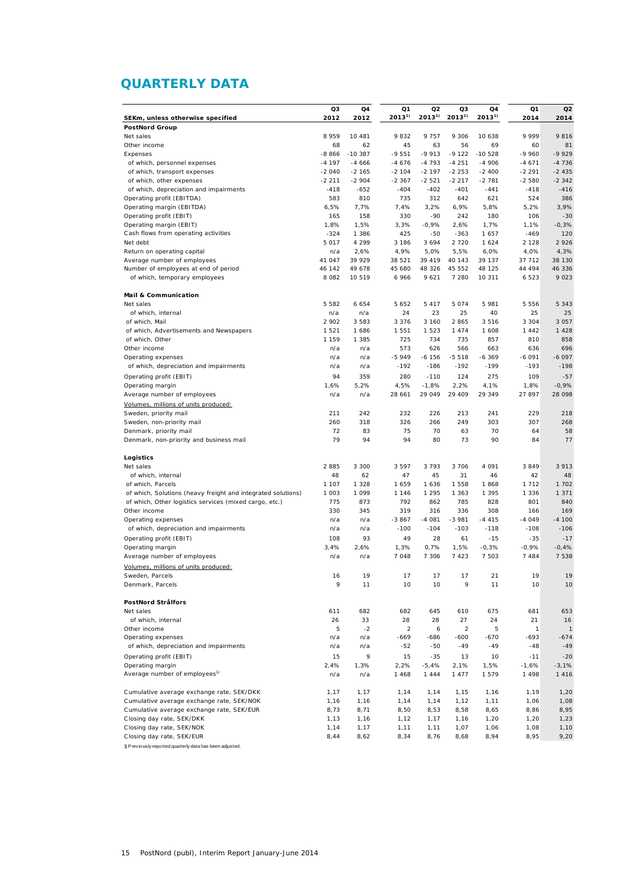# QUARTERLY DATA

| SEKm, unless otherwise specified | Q3 2012 | Q4 2012 | Q1 2013[1)] | Q2 2013[1)] | Q3 2013[1)] | Q4 2013[1)] | Q1 2014 | Q2 2014 |
|---|---|---|---|---|---|---|---|---|
| **PostNord Group** | | | | | | | | |
| Net sales | 8 959 | 10 481 | 9 832 | 9 757 | 9 306 | 10 638 | 9 999 | 9 816 |
| Other income | 68 | 62 | 45 | 63 | 56 | 69 | 60 | 81 |
| Expenses | -8 866 | -10 387 | -9 551 | -9 913 | -9 122 | -10 528 | -9 960 | -9 929 |
| of which, personnel expenses | -4 197 | -4 666 | -4 676 | -4 793 | -4 251 | -4 906 | -4 671 | -4 736 |
| of which, transport expenses | -2 040 | -2 165 | -2 104 | -2 197 | -2 253 | -2 400 | -2 291 | -2 435 |
| of which, other expenses | -2 211 | -2 904 | -2 367 | -2 521 | -2 217 | -2 781 | -2 580 | -2 342 |
| of which, depreciation and impairments | -418 | -652 | -404 | -402 | -401 | -441 | -418 | -416 |
| Operating profit (EBITDA) | 583 | 810 | 735 | 312 | 642 | 621 | 524 | 386 |
| Operating margin (EBITDA) | 6,5% | 7,7% | 7,4% | 3,2% | 6,9% | 5,8% | 5,2% | 3,9% |
| Operating profit (EBIT) | 165 | 158 | 330 | -90 | 242 | 180 | 106 | -30 |
| Operating margin (EBIT) | 1,8% | 1,5% | 3,3% | -0,9% | 2,6% | 1,7% | 1,1% | -0,3% |
| Cash flows from operating activities | -324 | 1 386 | 425 | -50 | -363 | 1 657 | -469 | 120 |
| Net debt | 5 017 | 4 299 | 3 186 | 3 694 | 2 720 | 1 624 | 2 128 | 2 926 |
| Return on operating capital | n/a | 2,6% | 4,9% | 5,0% | 5,5% | 6,0% | 4,0% | 4,3% |
| Average number of employees | 41 047 | 39 929 | 38 521 | 39 419 | 40 143 | 39 137 | 37 712 | 38 130 |
| Number of employees at end of period | 46 142 | 49 678 | 45 680 | 48 326 | 45 552 | 48 125 | 44 494 | 46 336 |
| of which, temporary employees | 8 082 | 10 519 | 6 966 | 9 621 | 7 280 | 10 311 | 6 523 | 9 023 |
| | | | | | | | | |
| **Mail & Communication** | | | | | | | | |
| Net sales | 5 582 | 6 654 | 5 652 | 5 417 | 5 074 | 5 981 | 5 556 | 5 343 |
| of which, internal | n/a | n/a | 24 | 23 | 25 | 40 | 25 | 25 |
| of which, Mail | 2 902 | 3 583 | 3 376 | 3 160 | 2 865 | 3 516 | 3 304 | 3 057 |
| of which, Advertisements and Newspapers | 1 521 | 1 686 | 1 551 | 1 523 | 1 474 | 1 608 | 1 442 | 1 428 |
| of which, Other | 1 159 | 1 385 | 725 | 734 | 735 | 857 | 810 | 858 |
| Other income | n/a | n/a | 573 | 626 | 566 | 663 | 636 | 696 |
| Operating expenses | n/a | n/a | -5 949 | -6 156 | -5 518 | -6 369 | -6 091 | -6 097 |
| of which, depreciation and impairments | n/a | n/a | -192 | -186 | -192 | -199 | -193 | -198 |
| Operating profit (EBIT) | 94 | 359 | 280 | -110 | 124 | 275 | 109 | -57 |
| Operating margin | 1,6% | 5,2% | 4,5% | -1,8% | 2,2% | 4,1% | 1,8% | -0,9% |
| Average number of employees | n/a | n/a | 28 661 | 29 049 | 29 409 | 29 349 | 27 897 | 28 098 |
| Volumes, millions of units produced: | | | | | | | | |
| Sweden, priority mail | 211 | 242 | 232 | 226 | 213 | 241 | 229 | 218 |
| Sweden, non-priority mail | 260 | 318 | 326 | 266 | 249 | 303 | 307 | 268 |
| Denmark, priority mail | 72 | 83 | 75 | 70 | 63 | 70 | 64 | 58 |
| Denmark, non-priority and business mail | 79 | 94 | 94 | 80 | 73 | 90 | 84 | 77 |
| | | | | | | | | |
| **Logistics** | | | | | | | | |
| Net sales | 2 885 | 3 300 | 3 597 | 3 793 | 3 706 | 4 091 | 3 849 | 3 913 |
| of which, internal | 48 | 62 | 47 | 45 | 31 | 46 | 42 | 48 |
| of which, Parcels | 1 107 | 1 328 | 1 659 | 1 636 | 1 558 | 1 868 | 1 712 | 1 702 |
| of which, Solutions (heavy freight and integrated solutions) | 1 003 | 1 099 | 1 146 | 1 295 | 1 363 | 1 395 | 1 336 | 1 371 |
| of which, Other logistics services (mixed cargo, etc.) | 775 | 873 | 792 | 862 | 785 | 828 | 801 | 840 |
| Other income | 330 | 345 | 319 | 316 | 336 | 308 | 166 | 169 |
| Operating expenses | n/a | n/a | -3 867 | -4 081 | -3 981 | -4 415 | -4 049 | -4 100 |
| of which, depreciation and impairments | n/a | n/a | -100 | -104 | -103 | -118 | -108 | -106 |
| Operating profit (EBIT) | 108 | 93 | 49 | 28 | 61 | -15 | -35 | -17 |
| Operating margin | 3,4% | 2,6% | 1,3% | 0,7% | 1,5% | -0,3% | -0,9% | -0,4% |
| Average number of employees | n/a | n/a | 7 048 | 7 306 | 7 423 | 7 503 | 7 484 | 7 538 |
| Volumes, millions of units produced: | | | | | | | | |
| Sweden, Parcels | 16 | 19 | 17 | 17 | 17 | 21 | 19 | 19 |
| Denmark, Parcels | 9 | 11 | 10 | 10 | 9 | 11 | 10 | 10 |
| | | | | | | | | |
| **PostNord Strålfors** | | | | | | | | |
| Net sales | 611 | 682 | 682 | 645 | 610 | 675 | 681 | 653 |
| of which, internal | 26 | 33 | 28 | 28 | 27 | 24 | 21 | 16 |
| Other income | 5 | -2 | 2 | 6 | 2 | 5 | 1 | 1 |
| Operating expenses | n/a | n/a | -669 | -686 | -600 | -670 | -693 | -674 |
| of which, depreciation and impairments | n/a | n/a | -52 | -50 | -49 | -49 | -48 | -49 |
| Operating profit (EBIT) | 15 | 9 | 15 | -35 | 13 | 10 | -11 | -20 |
| Operating margin | 2,4% | 1,3% | 2,2% | -5,4% | 2,1% | 1,5% | -1,6% | -3,1% |
| Average number of employees[1)] | n/a | n/a | 1 468 | 1 444 | 1 477 | 1 579 | 1 498 | 1 416 |
| | | | | | | | | |
| Cumulative average exchange rate, SEK/DKK | 1,17 | 1,17 | 1,14 | 1,14 | 1,15 | 1,16 | 1,19 | 1,20 |
| Cumulative average exchange rate, SEK/NOK | 1,16 | 1,16 | 1,14 | 1,14 | 1,12 | 1,11 | 1,06 | 1,08 |
| Cumulative average exchange rate, SEK/EUR | 8,73 | 8,71 | 8,50 | 8,53 | 8,58 | 8,65 | 8,86 | 8,95 |
| Closing day rate, SEK/DKK | 1,13 | 1,16 | 1,12 | 1,17 | 1,16 | 1,20 | 1,20 | 1,23 |
| Closing day rate, SEK/NOK | 1,14 | 1,17 | 1,11 | 1,11 | 1,07 | 1,06 | 1,08 | 1,10 |
| Closing day rate, SEK/EUR | 8,44 | 8,62 | 8,34 | 8,76 | 8,68 | 8,94 | 8,95 | 9,20 |

1) Previously reported quarterly data has been adjusted.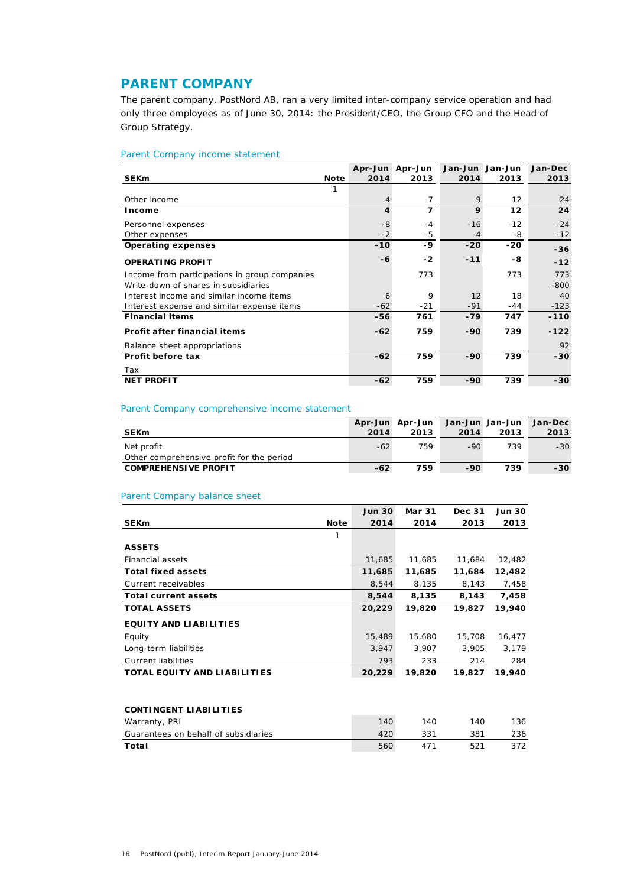## PARENT COMPANY

The parent company, PostNord AB, ran a very limited inter-company service operation and had only three employees as of June 30, 2014: the President/CEO, the Group CFO and the Head of Group Strategy.

### Parent Company income statement

| SEKm | Note | Apr-Jun 2014 | Apr-Jun 2013 | Jan-Jun 2014 | Jan-Jun 2013 | Jan-Dec 2013 |
|---|---|---|---|---|---|---|
| | 1 | | | | | |
| Other income | | 4 | 7 | 9 | 12 | 24 |
| **Income** | | **4** | **7** | **9** | **12** | **24** |
| Personnel expenses | | -8 | -4 | -16 | -12 | -24 |
| Other expenses | | -2 | -5 | -4 | -8 | -12 |
| **Operating expenses** | | **-10** | **-9** | **-20** | **-20** | **-36** |
| **OPERATING PROFIT** | | **-6** | **-2** | **-11** | **-8** | **-12** |
| Income from participations in group companies | | | 773 | | 773 | 773 |
| Write-down of shares in subsidiaries | | | | | | -800 |
| Interest income and similar income items | | 6 | 9 | 12 | 18 | 40 |
| Interest expense and similar expense items | | -62 | -21 | -91 | -44 | -123 |
| **Financial items** | | **-56** | **761** | **-79** | **747** | **-110** |
| **Profit after financial items** | | **-62** | **759** | **-90** | **739** | **-122** |
| Balance sheet appropriations | | | | | | 92 |
| **Profit before tax** | | **-62** | **759** | **-90** | **739** | **-30** |
| Tax | | | | | | |
| **NET PROFIT** | | **-62** | **759** | **-90** | **739** | **-30** |

### Parent Company comprehensive income statement

| SEKm | Apr-Jun 2014 | Apr-Jun 2013 | Jan-Jun 2014 | Jan-Jun 2013 | Jan-Dec 2013 |
|---|---|---|---|---|---|
| Net profit | -62 | 759 | -90 | 739 | -30 |
| Other comprehensive profit for the period | | | | | |
| **COMPREHENSIVE PROFIT** | **-62** | **759** | **-90** | **739** | **-30** |

### Parent Company balance sheet

| SEKm | Note | Jun 30 2014 | Mar 31 2014 | Dec 31 2013 | Jun 30 2013 |
|---|---|---|---|---|---|
| | 1 | | | | |
| **ASSETS** | | | | | |
| Financial assets | | 11,685 | 11,685 | 11,684 | 12,482 |
| **Total fixed assets** | | **11,685** | **11,685** | **11,684** | **12,482** |
| Current receivables | | 8,544 | 8,135 | 8,143 | 7,458 |
| **Total current assets** | | **8,544** | **8,135** | **8,143** | **7,458** |
| **TOTAL ASSETS** | | **20,229** | **19,820** | **19,827** | **19,940** |
| **EQUITY AND LIABILITIES** | | | | | |
| Equity | | 15,489 | 15,680 | 15,708 | 16,477 |
| Long-term liabilities | | 3,947 | 3,907 | 3,905 | 3,179 |
| Current liabilities | | 793 | 233 | 214 | 284 |
| **TOTAL EQUITY AND LIABILITIES** | | **20,229** | **19,820** | **19,827** | **19,940** |
| | | | | | |
| **CONTINGENT LIABILITIES** | | | | | |
| Warranty, PRI | | 140 | 140 | 140 | 136 |
| Guarantees on behalf of subsidiaries | | 420 | 331 | 381 | 236 |
| **Total** | | 560 | 471 | 521 | 372 |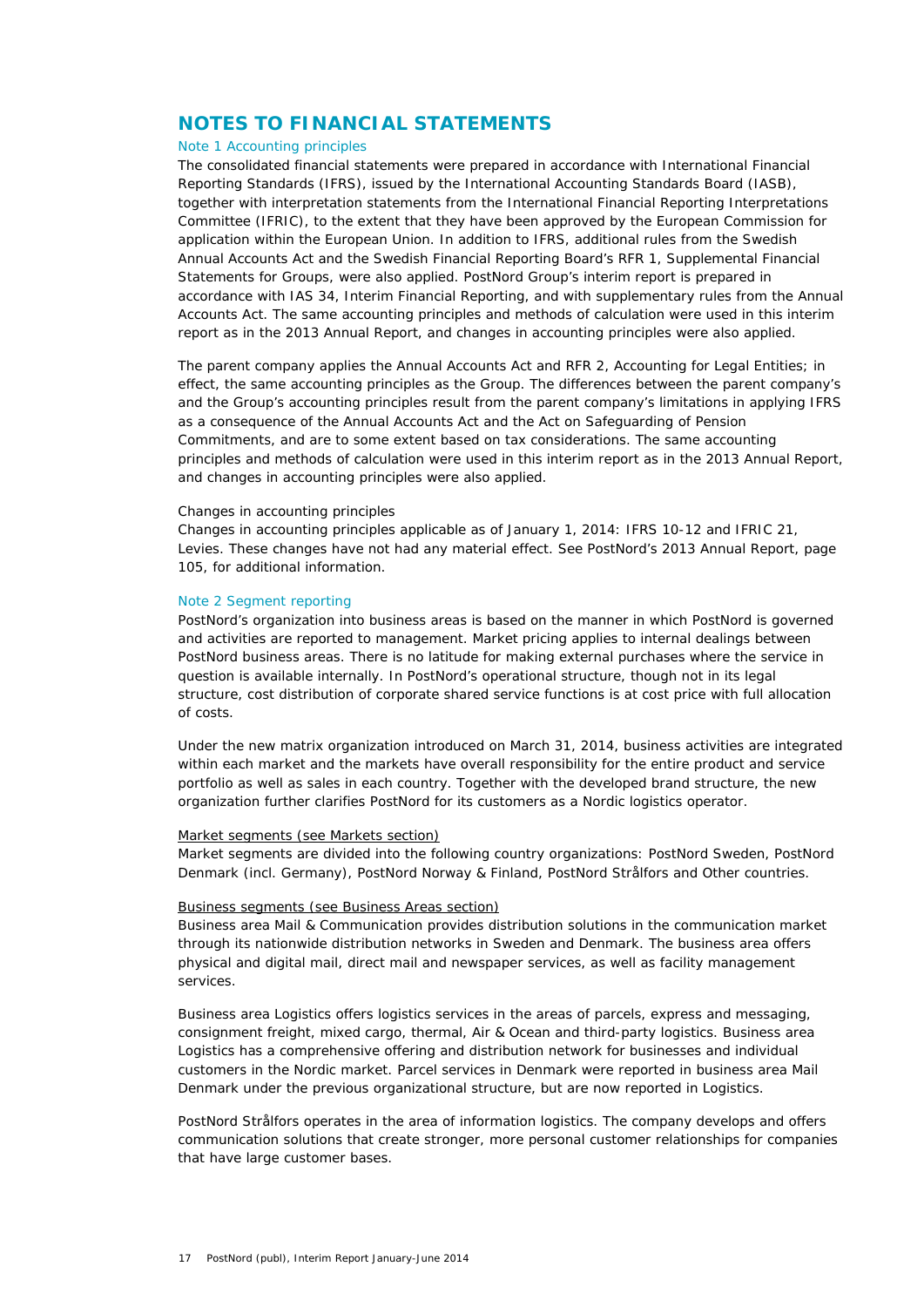# NOTES TO FINANCIAL STATEMENTS

## Note 1 Accounting principles

The consolidated financial statements were prepared in accordance with International Financial Reporting Standards (IFRS), issued by the International Accounting Standards Board (IASB), together with interpretation statements from the International Financial Reporting Interpretations Committee (IFRIC), to the extent that they have been approved by the European Commission for application within the European Union. In addition to IFRS, additional rules from the Swedish Annual Accounts Act and the Swedish Financial Reporting Board's RFR 1, Supplemental Financial Statements for Groups, were also applied. PostNord Group's interim report is prepared in accordance with IAS 34, Interim Financial Reporting, and with supplementary rules from the Annual Accounts Act. The same accounting principles and methods of calculation were used in this interim report as in the 2013 Annual Report, and changes in accounting principles were also applied.

The parent company applies the Annual Accounts Act and RFR 2, Accounting for Legal Entities; in effect, the same accounting principles as the Group. The differences between the parent company's and the Group's accounting principles result from the parent company's limitations in applying IFRS as a consequence of the Annual Accounts Act and the Act on Safeguarding of Pension Commitments, and are to some extent based on tax considerations. The same accounting principles and methods of calculation were used in this interim report as in the 2013 Annual Report, and changes in accounting principles were also applied.

### Changes in accounting principles

Changes in accounting principles applicable as of January 1, 2014: IFRS 10-12 and IFRIC 21, Levies. These changes have not had any material effect. See PostNord's 2013 Annual Report, page 105, for additional information.

## Note 2 Segment reporting

PostNord's organization into business areas is based on the manner in which PostNord is governed and activities are reported to management. Market pricing applies to internal dealings between PostNord business areas. There is no latitude for making external purchases where the service in question is available internally. In PostNord's operational structure, though not in its legal structure, cost distribution of corporate shared service functions is at cost price with full allocation of costs.

Under the new matrix organization introduced on March 31, 2014, business activities are integrated within each market and the markets have overall responsibility for the entire product and service portfolio as well as sales in each country. Together with the developed brand structure, the new organization further clarifies PostNord for its customers as a Nordic logistics operator.

### Market segments (see Markets section)

Market segments are divided into the following country organizations: PostNord Sweden, PostNord Denmark (incl. Germany), PostNord Norway & Finland, PostNord Strålfors and Other countries.

### Business segments (see Business Areas section)

Business area Mail & Communication provides distribution solutions in the communication market through its nationwide distribution networks in Sweden and Denmark. The business area offers physical and digital mail, direct mail and newspaper services, as well as facility management services.

Business area Logistics offers logistics services in the areas of parcels, express and messaging, consignment freight, mixed cargo, thermal, Air & Ocean and third-party logistics. Business area Logistics has a comprehensive offering and distribution network for businesses and individual customers in the Nordic market. Parcel services in Denmark were reported in business area Mail Denmark under the previous organizational structure, but are now reported in Logistics.

PostNord Strålfors operates in the area of information logistics. The company develops and offers communication solutions that create stronger, more personal customer relationships for companies that have large customer bases.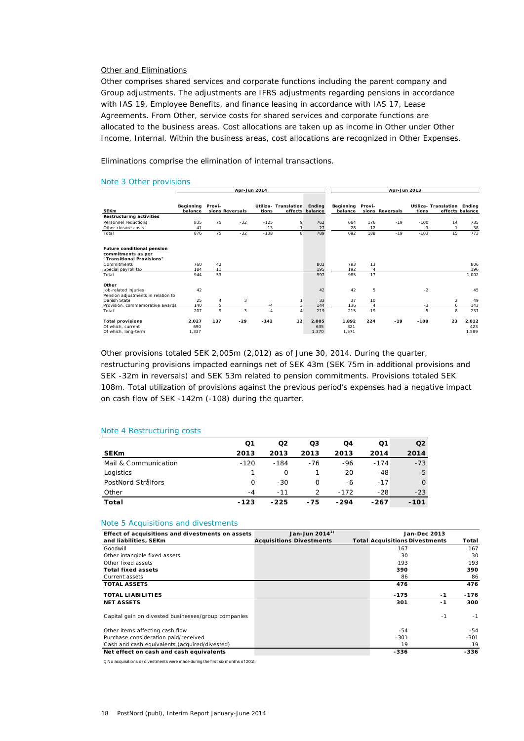Other and Eliminations

Other comprises shared services and corporate functions including the parent company and Group adjustments. The adjustments are IFRS adjustments regarding pensions in accordance with IAS 19, Employee Benefits, and finance leasing in accordance with IAS 17, Lease Agreements. From Other, service costs for shared services and corporate functions are allocated to the business areas. Cost allocations are taken up as income in Other under Other Income, Internal. Within the business areas, cost allocations are recognized in Other Expenses.

Eliminations comprise the elimination of internal transactions.

## Note 3 Other provisions

| | Apr-Jun 2014 | | | | | | Apr-Jun 2013 | | | | | |
|---|---|---|---|---|---|---|---|---|---|---|---|---|
| SEKm | Beginning balance | Provi-sions | Reversals | Utiliza-tions | Translation effects | Ending balance | Beginning balance | Provi-sions | Reversals | Utiliza-tions | Translation effects | Ending balance |
| **Restructuring activities** | | | | | | | | | | | | |
| Personnel reductions | 835 | 75 | -32 | -125 | 9 | 762 | 664 | 176 | -19 | -100 | 14 | 735 |
| Other closure costs | 41 | | | -13 | -1 | 27 | 28 | 12 | | -3 | 1 | 38 |
| Total | 876 | 75 | -32 | -138 | 8 | 789 | 692 | 188 | -19 | -103 | 15 | 773 |
| **Future conditional pension commitments as per "Transitional Provisions"** | | | | | | | | | | | | |
| Commitments | 760 | 42 | | | | 802 | 793 | 13 | | | | 806 |
| Special payroll tax | 184 | 11 | | | | 195 | 192 | 4 | | | | 196 |
| Total | 944 | 53 | | | | 997 | 985 | 17 | | | | 1,002 |
| **Other** | | | | | | | | | | | | |
| Job-related injuries | 42 | | | | | 42 | 42 | 5 | | -2 | | 45 |
| Pension adjustments in relation to Danish State | 25 | 4 | 3 | | 1 | 33 | 37 | 10 | | | 2 | 49 |
| Provision, commemorative awards | 140 | 5 | | -4 | 3 | 144 | 136 | 4 | | -3 | 6 | 143 |
| Total | 207 | 9 | 3 | -4 | 4 | 219 | 215 | 19 | | -5 | 8 | 237 |
| **Total provisions** | **2,027** | **137** | **-29** | **-142** | **12** | **2,005** | **1,892** | **224** | **-19** | **-108** | **23** | **2,012** |
| Of which, current | 690 | | | | | 635 | 321 | | | | | 423 |
| Of which, long-term | 1,337 | | | | | 1,370 | 1,571 | | | | | 1,589 |

Other provisions totaled SEK 2,005m (2,012) as of June 30, 2014. During the quarter, restructuring provisions impacted earnings net of SEK 43m (SEK 75m in additional provisions and SEK -32m in reversals) and SEK 53m related to pension commitments. Provisions totaled SEK 108m. Total utilization of provisions against the previous period's expenses had a negative impact on cash flow of SEK -142m (-108) during the quarter.

## Note 4 Restructuring costs

| SEKm | Q1 2013 | Q2 2013 | Q3 2013 | Q4 2013 | Q1 2014 | Q2 2014 |
|---|---|---|---|---|---|---|
| Mail & Communication | -120 | -184 | -76 | -96 | -174 | -73 |
| Logistics | 1 | 0 | -1 | -20 | -48 | -5 |
| PostNord Strålfors | 0 | -30 | 0 | -6 | -17 | 0 |
| Other | -4 | -11 | 2 | -172 | -28 | -23 |
| **Total** | **-123** | **-225** | **-75** | **-294** | **-267** | **-101** |

## Note 5 Acquisitions and divestments

| Effect of acquisitions and divestments on assets and liabilities, SEKm | Jan-Jun 2014[1] Acquisitions | Jan-Jun 2014[1] Divestments | Jan-Dec 2013 Total Acquisitions | Jan-Dec 2013 Divestments | Total |
|---|---|---|---|---|---|
| Goodwill | | | 167 | | 167 |
| Other intangible fixed assets | | | 30 | | 30 |
| Other fixed assets | | | 193 | | 193 |
| **Total fixed assets** | | | **390** | | **390** |
| Current assets | | | 86 | | 86 |
| **TOTAL ASSETS** | | | **476** | | **476** |
| **TOTAL LIABILITIES** | | | **-175** | **-1** | **-176** |
| **NET ASSETS** | | | **301** | **-1** | **300** |
| Capital gain on divested businesses/group companies | | | | -1 | -1 |
| Other items affecting cash flow | | | -54 | | -54 |
| Purchase consideration paid/received | | | -301 | | -301 |
| Cash and cash equivalents (acquired/divested) | | | 19 | | 19 |
| **Net effect on cash and cash equivalents** | | | **-336** | | **-336** |

1) No acquisitions or divestments were made during the first six months of 2014.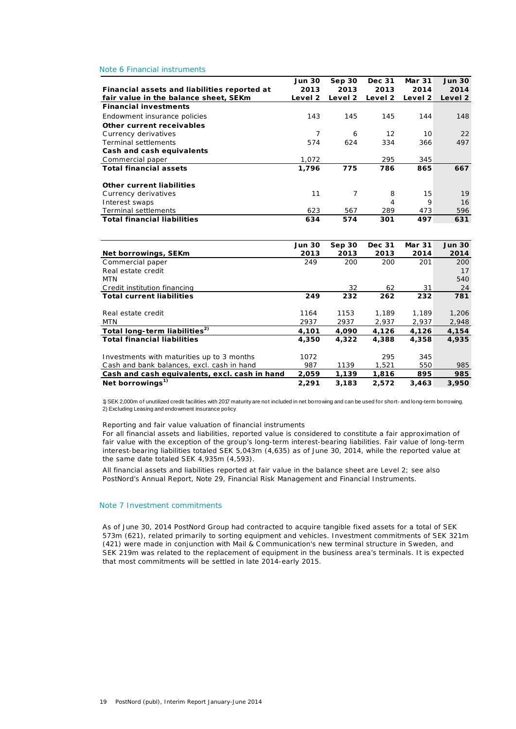## Note 6 Financial instruments

| Financial assets and liabilities reported at fair value in the balance sheet, SEKm | Jun 30 2013 Level 2 | Sep 30 2013 Level 2 | Dec 31 2013 Level 2 | Mar 31 2014 Level 2 | Jun 30 2014 Level 2 |
|---|---|---|---|---|---|
| **Financial investments** | | | | | |
| Endowment insurance policies | 143 | 145 | 145 | 144 | 148 |
| **Other current receivables** | | | | | |
| Currency derivatives | 7 | 6 | 12 | 10 | 22 |
| Terminal settlements | 574 | 624 | 334 | 366 | 497 |
| **Cash and cash equivalents** | | | | | |
| Commercial paper | 1,072 | | 295 | 345 | |
| **Total financial assets** | **1,796** | **775** | **786** | **865** | **667** |
| | | | | | |
| **Other current liabilities** | | | | | |
| Currency derivatives | 11 | 7 | 8 | 15 | 19 |
| Interest swaps | | | 4 | 9 | 16 |
| Terminal settlements | 623 | 567 | 289 | 473 | 596 |
| **Total financial liabilities** | **634** | **574** | **301** | **497** | **631** |

| Net borrowings, SEKm | Jun 30 2013 | Sep 30 2013 | Dec 31 2013 | Mar 31 2014 | Jun 30 2014 |
|---|---|---|---|---|---|
| Commercial paper | 249 | 200 | 200 | 201 | 200 |
| Real estate credit | | | | | 17 |
| MTN | | | | | 540 |
| Credit institution financing | | 32 | 62 | 31 | 24 |
| **Total current liabilities** | **249** | **232** | **262** | **232** | **781** |
| | | | | | |
| Real estate credit | 1164 | 1153 | 1,189 | 1,189 | 1,206 |
| MTN | 2937 | 2937 | 2,937 | 2,937 | 2,948 |
| **Total long-term liabilities[2)]** | **4,101** | **4,090** | **4,126** | **4,126** | **4,154** |
| **Total financial liabilities** | **4,350** | **4,322** | **4,388** | **4,358** | **4,935** |
| | | | | | |
| Investments with maturities up to 3 months | 1072 | | 295 | 345 | |
| Cash and bank balances, excl. cash in hand | 987 | 1139 | 1,521 | 550 | 985 |
| **Cash and cash equivalents, excl. cash in hand** | **2,059** | **1,139** | **1,816** | **895** | **985** |
| **Net borrowings[1)]** | **2,291** | **3,183** | **2,572** | **3,463** | **3,950** |

1) SEK 2,000m of unutilized credit facilities with 2017 maturity are not included in net borrowing and can be used for short- and long-term borrowing.
2) Excluding Leasing and endowment insurance policy

Reporting and fair value valuation of financial instruments
For all financial assets and liabilities, reported value is considered to constitute a fair approximation of fair value with the exception of the group's long-term interest-bearing liabilities. Fair value of long-term interest-bearing liabilities totaled SEK 5,043m (4,635) as of June 30, 2014, while the reported value at the same date totaled SEK 4,935m (4,593).

All financial assets and liabilities reported at fair value in the balance sheet are Level 2; see also PostNord's Annual Report, Note 29, Financial Risk Management and Financial Instruments.

## Note 7 Investment commitments

As of June 30, 2014 PostNord Group had contracted to acquire tangible fixed assets for a total of SEK 573m (621), related primarily to sorting equipment and vehicles. Investment commitments of SEK 321m (421) were made in conjunction with Mail & Communication's new terminal structure in Sweden, and SEK 219m was related to the replacement of equipment in the business area's terminals. It is expected that most commitments will be settled in late 2014-early 2015.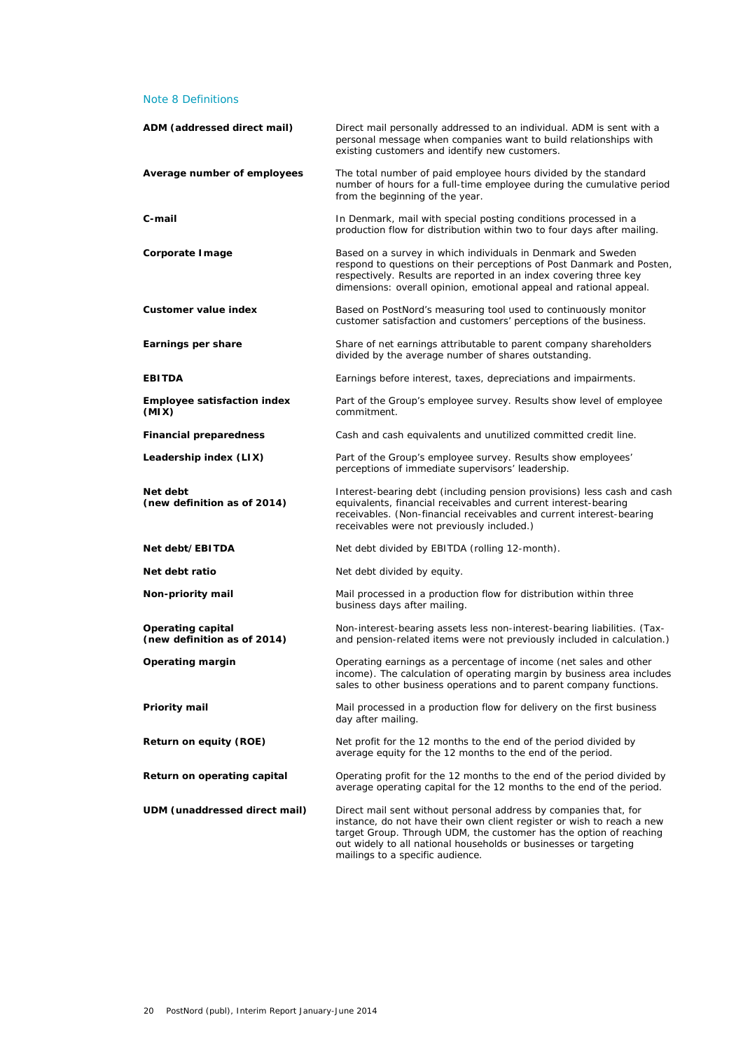## Note 8 Definitions

| | |
|---|---|
| **ADM (addressed direct mail)** | Direct mail personally addressed to an individual. ADM is sent with a personal message when companies want to build relationships with existing customers and identify new customers. |
| **Average number of employees** | The total number of paid employee hours divided by the standard number of hours for a full-time employee during the cumulative period from the beginning of the year. |
| **C-mail** | In Denmark, mail with special posting conditions processed in a production flow for distribution within two to four days after mailing. |
| **Corporate Image** | Based on a survey in which individuals in Denmark and Sweden respond to questions on their perceptions of Post Danmark and Posten, respectively. Results are reported in an index covering three key dimensions: overall opinion, emotional appeal and rational appeal. |
| **Customer value index** | Based on PostNord's measuring tool used to continuously monitor customer satisfaction and customers' perceptions of the business. |
| **Earnings per share** | Share of net earnings attributable to parent company shareholders divided by the average number of shares outstanding. |
| **EBITDA** | Earnings before interest, taxes, depreciations and impairments. |
| **Employee satisfaction index (MIX)** | Part of the Group's employee survey. Results show level of employee commitment. |
| **Financial preparedness** | Cash and cash equivalents and unutilized committed credit line. |
| **Leadership index (LIX)** | Part of the Group's employee survey. Results show employees' perceptions of immediate supervisors' leadership. |
| **Net debt (new definition as of 2014)** | Interest-bearing debt (including pension provisions) less cash and cash equivalents, financial receivables and current interest-bearing receivables. (Non-financial receivables and current interest-bearing receivables were not previously included.) |
| **Net debt/EBITDA** | Net debt divided by EBITDA (rolling 12-month). |
| **Net debt ratio** | Net debt divided by equity. |
| **Non-priority mail** | Mail processed in a production flow for distribution within three business days after mailing. |
| **Operating capital (new definition as of 2014)** | Non-interest-bearing assets less non-interest-bearing liabilities. (Tax- and pension-related items were not previously included in calculation.) |
| **Operating margin** | Operating earnings as a percentage of income (net sales and other income). The calculation of operating margin by business area includes sales to other business operations and to parent company functions. |
| **Priority mail** | Mail processed in a production flow for delivery on the first business day after mailing. |
| **Return on equity (ROE)** | Net profit for the 12 months to the end of the period divided by average equity for the 12 months to the end of the period. |
| **Return on operating capital** | Operating profit for the 12 months to the end of the period divided by average operating capital for the 12 months to the end of the period. |
| **UDM (unaddressed direct mail)** | Direct mail sent without personal address by companies that, for instance, do not have their own client register or wish to reach a new target Group. Through UDM, the customer has the option of reaching out widely to all national households or businesses or targeting mailings to a specific audience. |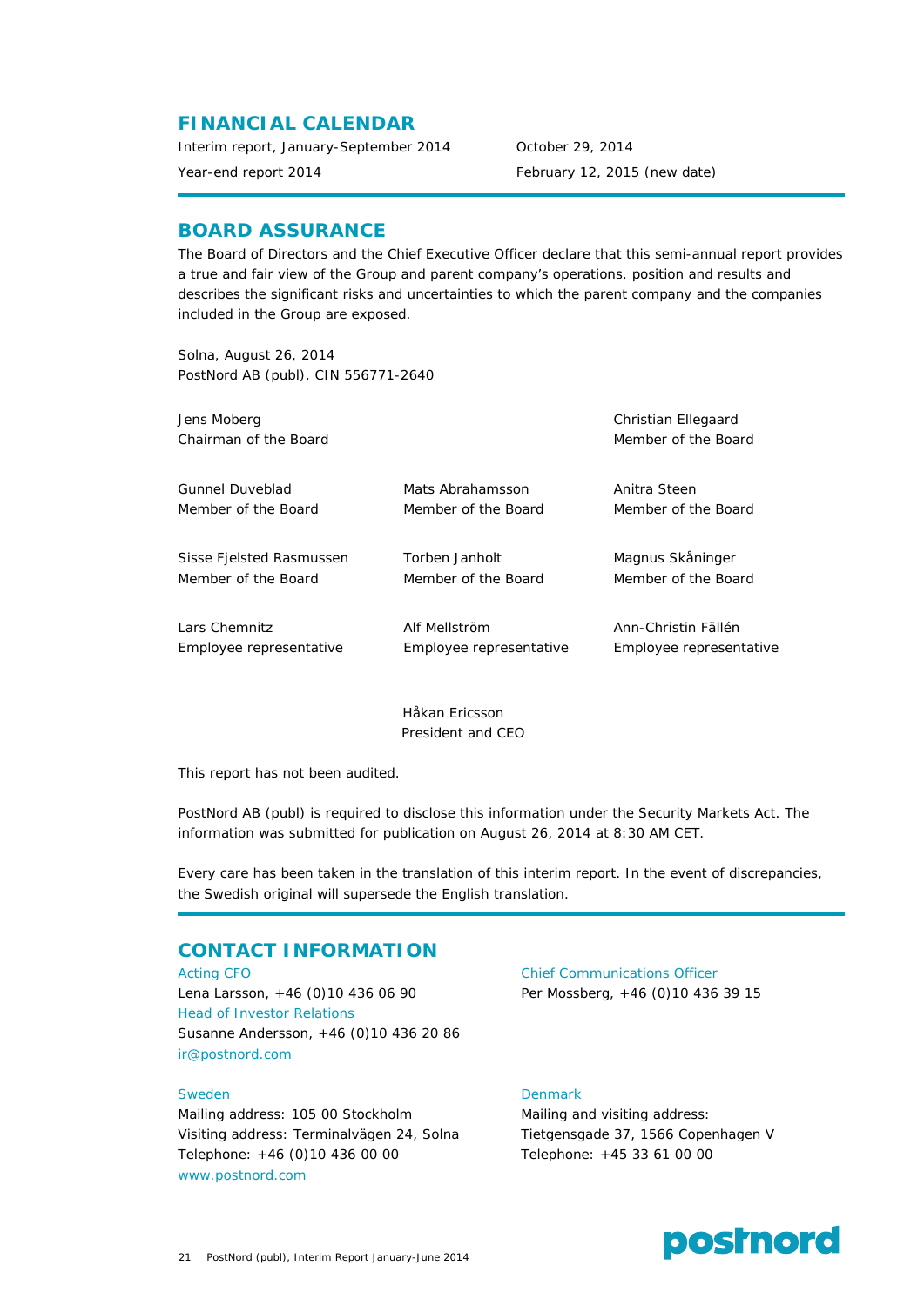## FINANCIAL CALENDAR

| | |
|---|---|
| Interim report, January-September 2014 | October 29, 2014 |
| Year-end report 2014 | February 12, 2015 (new date) |

## BOARD ASSURANCE

The Board of Directors and the Chief Executive Officer declare that this semi-annual report provides a true and fair view of the Group and parent company's operations, position and results and describes the significant risks and uncertainties to which the parent company and the companies included in the Group are exposed.

Solna, August 26, 2014
PostNord AB (publ), CIN 556771-2640

Jens Moberg
Chairman of the Board

Christian Ellegaard
Member of the Board

Gunnel Duveblad
Member of the Board

Mats Abrahamsson
Member of the Board

Anitra Steen
Member of the Board

Sisse Fjelsted Rasmussen
Member of the Board

Torben Janholt
Member of the Board

Magnus Skåninger
Member of the Board

Lars Chemnitz
Employee representative

Alf Mellström
Employee representative

Ann-Christin Fällén
Employee representative

Håkan Ericsson
President and CEO

This report has not been audited.

PostNord AB (publ) is required to disclose this information under the Security Markets Act. The information was submitted for publication on August 26, 2014 at 8:30 AM CET.

Every care has been taken in the translation of this interim report. In the event of discrepancies, the Swedish original will supersede the English translation.

## CONTACT INFORMATION

Acting CFO
Lena Larsson, +46 (0)10 436 06 90

Head of Investor Relations
Susanne Andersson, +46 (0)10 436 20 86
ir@postnord.com

Chief Communications Officer
Per Mossberg, +46 (0)10 436 39 15

Sweden
Mailing address: 105 00 Stockholm
Visiting address: Terminalvägen 24, Solna
Telephone: +46 (0)10 436 00 00
www.postnord.com

Denmark
Mailing and visiting address:
Tietgensgade 37, 1566 Copenhagen V
Telephone: +45 33 61 00 00